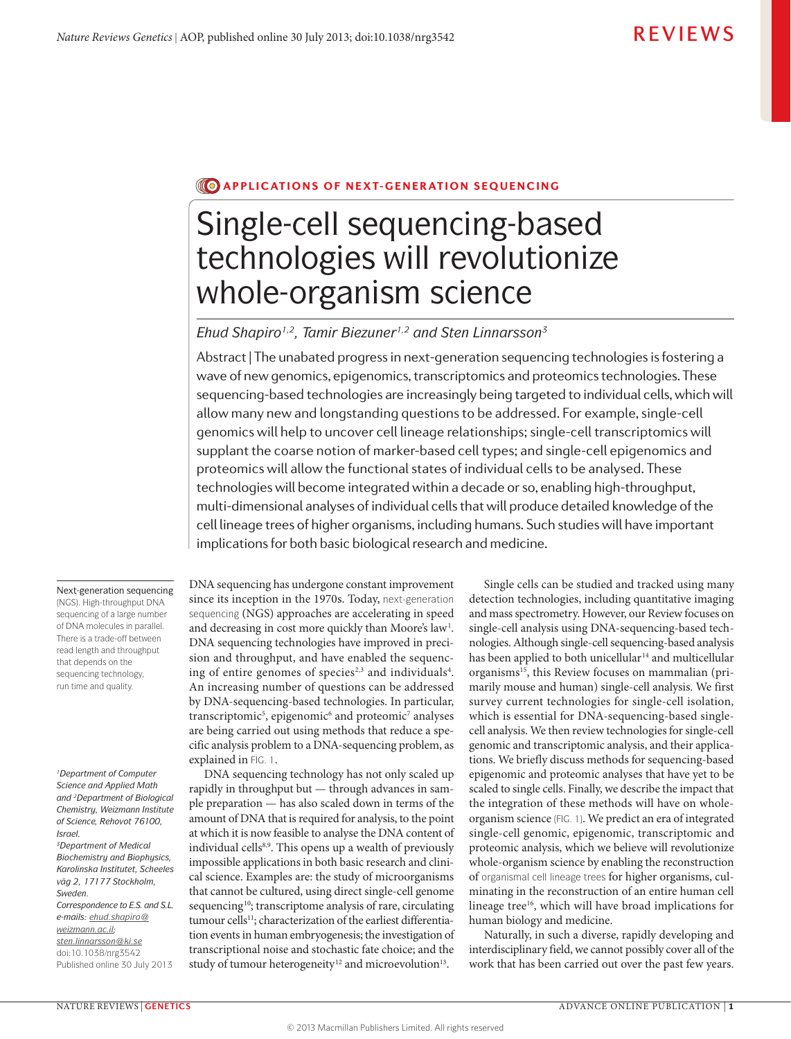APPLICATIONS OF NEXT-GENERATION SEQUENCING

# Single-cell sequencing-based technologies will revolutionize whole-organism science

*Ehud Shapiro[1,2], Tamir Biezuner[1,2] and Sten Linnarsson[3]*

Abstract | The unabated progress in next-generation sequencing technologies is fostering a wave of new genomics, epigenomics, transcriptomics and proteomics technologies. These sequencing-based technologies are increasingly being targeted to individual cells, which will allow many new and longstanding questions to be addressed. For example, single-cell genomics will help to uncover cell lineage relationships; single-cell transcriptomics will supplant the coarse notion of marker-based cell types; and single-cell epigenomics and proteomics will allow the functional states of individual cells to be analysed. These technologies will become integrated within a decade or so, enabling high-throughput, multi-dimensional analyses of individual cells that will produce detailed knowledge of the cell lineage trees of higher organisms, including humans. Such studies will have important implications for both basic biological research and medicine.

DNA sequencing has undergone constant improvement since its inception in the 1970s. Today, next-generation sequencing (NGS) approaches are accelerating in speed and decreasing in cost more quickly than Moore's law[1]. DNA sequencing technologies have improved in precision and throughput, and have enabled the sequencing of entire genomes of species[2,3] and individuals[4]. An increasing number of questions can be addressed by DNA-sequencing-based technologies. In particular, transcriptomic[5], epigenomic[6] and proteomic[7] analyses are being carried out using methods that reduce a specific analysis problem to a DNA-sequencing problem, as explained in FIG. 1.

DNA sequencing technology has not only scaled up rapidly in throughput but — through advances in sample preparation — has also scaled down in terms of the amount of DNA that is required for analysis, to the point at which it is now feasible to analyse the DNA content of individual cells[8,9]. This opens up a wealth of previously impossible applications in both basic research and clinical science. Examples are: the study of microorganisms that cannot be cultured, using direct single-cell genome sequencing[10]; transcriptome analysis of rare, circulating tumour cells[11]; characterization of the earliest differentiation events in human embryogenesis; the investigation of transcriptional noise and stochastic fate choice; and the study of tumour heterogeneity[12] and microevolution[13].

Single cells can be studied and tracked using many detection technologies, including quantitative imaging and mass spectrometry. However, our Review focuses on single-cell analysis using DNA-sequencing-based technologies. Although single-cell sequencing-based analysis has been applied to both unicellular[14] and multicellular organisms[15], this Review focuses on mammalian (primarily mouse and human) single-cell analysis. We first survey current technologies for single-cell isolation, which is essential for DNA-sequencing-based single-cell analysis. We then review technologies for single-cell genomic and transcriptomic analysis, and their applications. We briefly discuss methods for sequencing-based epigenomic and proteomic analyses that have yet to be scaled to single cells. Finally, we describe the impact that the integration of these methods will have on whole-organism science (FIG. 1). We predict an era of integrated single-cell genomic, epigenomic, transcriptomic and proteomic analysis, which we believe will revolutionize whole-organism science by enabling the reconstruction of organismal cell lineage trees for higher organisms, culminating in the reconstruction of an entire human cell lineage tree[16], which will have broad implications for human biology and medicine.

Naturally, in such a diverse, rapidly developing and interdisciplinary field, we cannot possibly cover all of the work that has been carried out over the past few years.

**Next-generation sequencing** (NGS). High-throughput DNA sequencing of a large number of DNA molecules in parallel. There is a trade-off between read length and throughput that depends on the sequencing technology, run time and quality.

[1]Department of Computer Science and Applied Math and [2]Department of Biological Chemistry, Weizmann Institute of Science, Rehovot 76100, Israel.
[3]Department of Medical Biochemistry and Biophysics, Karolinska Institutet, Scheeles väg 2, 17177 Stockholm, Sweden.
Correspondence to E.S. and S.L.
e-mails: ehud.shapiro@weizmann.ac.il; sten.linnarsson@ki.se
doi:10.1038/nrg3542
Published online 30 July 2013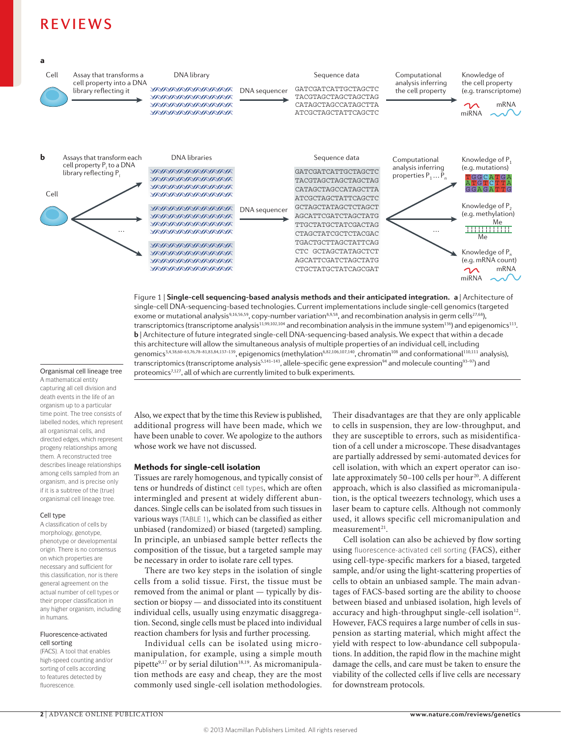a

Cell

Assay that transforms a cell property into a DNA library reflecting it

DNA library

DNA sequencer

Sequence data

GATCGATCATTGCTAGCTC
TACGTAGCTAGCTAGCTAG
CATAGCTAGCCATAGCTTA
ATCGCTAGCTATTCAGCTC

Computational analysis inferring the cell property

Knowledge of the cell property (e.g. transcriptome)

miRNA

mRNA

b

Assays that transform each cell property $P_i$ to a DNA library reflecting $P_i$

Cell

DNA libraries

DNA sequencer

Sequence data

GATCGATCATTGCTAGCTC
TACGTAGCTAGCTAGCTAG
CATAGCTAGCCATAGCTTA
ATCGCTAGCTATTCAGCTC
GCTAGCTATAGCTCTAGCT
AGCATTCGATCTAGCTATG
TTGCTAGCTATCGACTAG
CTAGCTATCGCTCTACGAC
TGACTGCTTAGCTATTCAG
CTC GCTAGCTATAGCTCT
AGCATTCGATCTAGCTATG
CTGCTATGCTATCAGCGAT

Computational analysis inferring properties $P_1 \ldots P_n$

Knowledge of $P_1$ (e.g. mutations)

Knowledge of $P_2$ (e.g. methylation)

Me

Me

Knowledge of $P_n$ (e.g. mRNA count)

miRNA

mRNA

Figure 1 | **Single-cell sequencing-based analysis methods and their anticipated integration.** **a** | Architecture of single-cell DNA-sequencing-based technologies. Current implementations include single-cell genomics (targeted exome or mutational analysis[9,16,56,59], copy-number variation[8,9,58], and recombination analysis in germ cells[27,68]), transcriptomics (transcriptome analysis[11,99,102,104] and recombination analysis in the immune system[136]) and epigenomics[113]. **b** | Architecture of future integrated single-cell DNA-sequencing-based analysis. We expect that within a decade this architecture will allow the simultaneous analysis of multiple properties of an individual cell, including genomics[3,4,38,60–63,76,78–81,83,84,137–139], epigenomics (methylation[6,82,106,107,140], chromatin[108] and conformational[110,111] analysis), transcriptomics (transcriptome analysis[5,141–143], allele-specific gene expression[94] and molecule counting[93–97]) and proteomics[7,127], all of which are currently limited to bulk experiments.

**Organismal cell lineage tree**
A mathematical entity capturing all cell division and death events in the life of an organism up to a particular time point. The tree consists of labelled nodes, which represent all organismal cells, and directed edges, which represent progeny relationships among them. A reconstructed tree describes lineage relationships among cells sampled from an organism, and is precise only if it is a subtree of the (true) organismal cell lineage tree.

**Cell type**
A classification of cells by morphology, genotype, phenotype or developmental origin. There is no consensus on which properties are necessary and sufficient for this classification, nor is there general agreement on the actual number of cell types or their proper classification in any higher organism, including in humans.

**Fluorescence-activated cell sorting**
(FACS). A tool that enables high-speed counting and/or sorting of cells according to features detected by fluorescence.

Also, we expect that by the time this Review is published, additional progress will have been made, which we have been unable to cover. We apologize to the authors whose work we have not discussed.

## Methods for single-cell isolation

Tissues are rarely homogenous, and typically consist of tens or hundreds of distinct cell types, which are often intermingled and present at widely different abundances. Single cells can be isolated from such tissues in various ways (TABLE 1), which can be classified as either unbiased (randomized) or biased (targeted) sampling. In principle, an unbiased sample better reflects the composition of the tissue, but a targeted sample may be necessary in order to isolate rare cell types.

There are two key steps in the isolation of single cells from a solid tissue. First, the tissue must be removed from the animal or plant — typically by dissection or biopsy — and dissociated into its constituent individual cells, usually using enzymatic disaggregation. Second, single cells must be placed into individual reaction chambers for lysis and further processing.

Individual cells can be isolated using micromanipulation, for example, using a simple mouth pipette[9,17] or by serial dilution[18,19]. As micromanipulation methods are easy and cheap, they are the most commonly used single-cell isolation methodologies. Their disadvantages are that they are only applicable to cells in suspension, they are low-throughput, and they are susceptible to errors, such as misidentification of a cell under a microscope. These disadvantages are partially addressed by semi-automated devices for cell isolation, with which an expert operator can isolate approximately 50–100 cells per hour[20]. A different approach, which is also classified as micromanipulation, is the optical tweezers technology, which uses a laser beam to capture cells. Although not commonly used, it allows specific cell micromanipulation and measurement[21].

Cell isolation can also be achieved by flow sorting using fluorescence-activated cell sorting (FACS), either using cell-type-specific markers for a biased, targeted sample, and/or using the light-scattering properties of cells to obtain an unbiased sample. The main advantages of FACS-based sorting are the ability to choose between biased and unbiased isolation, high levels of accuracy and high-throughput single-cell isolation[12]. However, FACS requires a large number of cells in suspension as starting material, which might affect the yield with respect to low-abundance cell subpopulations. In addition, the rapid flow in the machine might damage the cells, and care must be taken to ensure the viability of the collected cells if live cells are necessary for downstream protocols.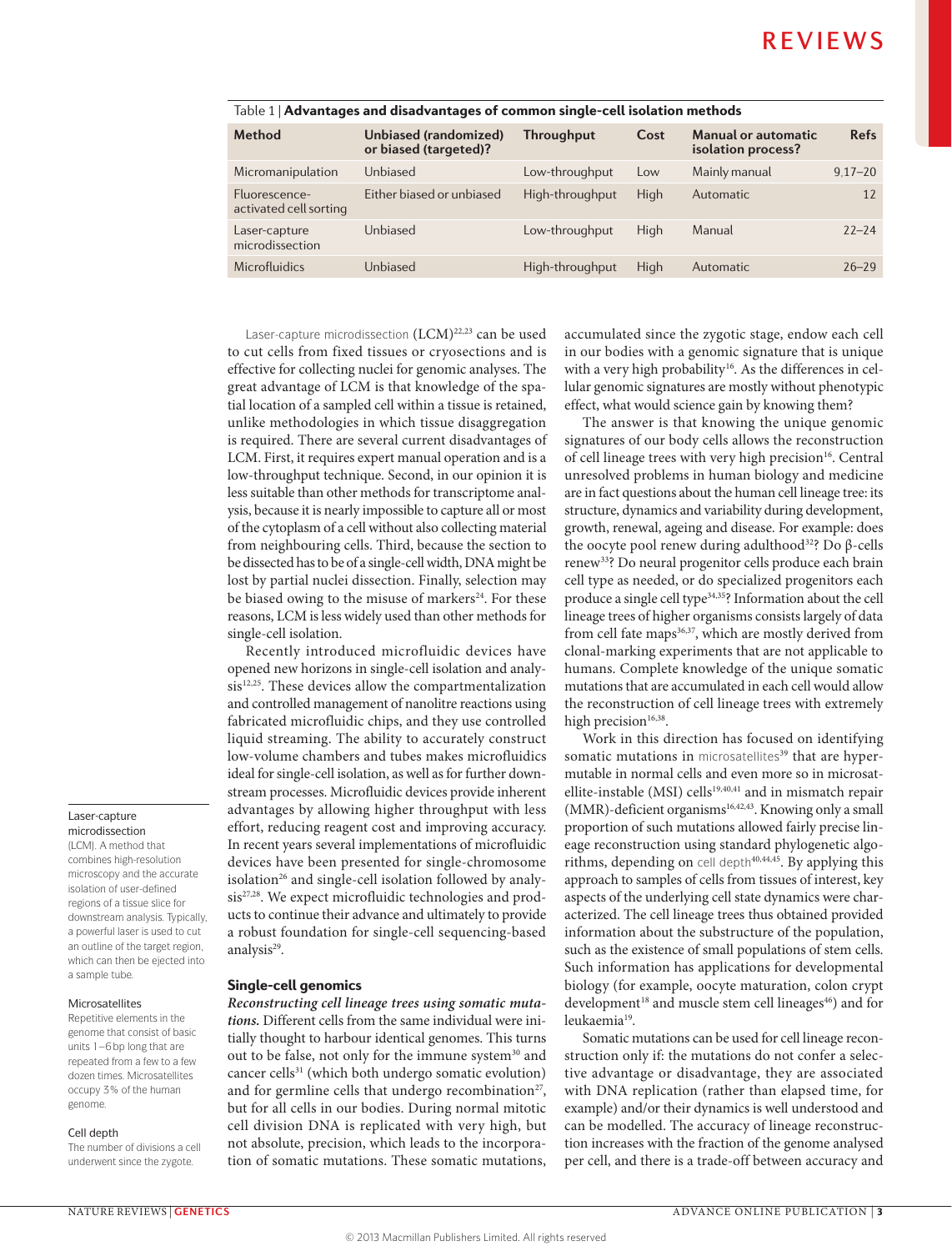Table 1 | **Advantages and disadvantages of common single-cell isolation methods**

| Method | Unbiased (randomized) or biased (targeted)? | Throughput | Cost | Manual or automatic isolation process? | Refs |
|---|---|---|---|---|---|
| Micromanipulation | Unbiased | Low-throughput | Low | Mainly manual | 9,17–20 |
| Fluorescence-activated cell sorting | Either biased or unbiased | High-throughput | High | Automatic | 12 |
| Laser-capture microdissection | Unbiased | Low-throughput | High | Manual | 22–24 |
| Microfluidics | Unbiased | High-throughput | High | Automatic | 26–29 |

Laser-capture microdissection (LCM)[22,23] can be used to cut cells from fixed tissues or cryosections and is effective for collecting nuclei for genomic analyses. The great advantage of LCM is that knowledge of the spatial location of a sampled cell within a tissue is retained, unlike methodologies in which tissue disaggregation is required. There are several current disadvantages of LCM. First, it requires expert manual operation and is a low-throughput technique. Second, in our opinion it is less suitable than other methods for transcriptome analysis, because it is nearly impossible to capture all or most of the cytoplasm of a cell without also collecting material from neighbouring cells. Third, because the section to be dissected has to be of a single-cell width, DNA might be lost by partial nuclei dissection. Finally, selection may be biased owing to the misuse of markers[24]. For these reasons, LCM is less widely used than other methods for single-cell isolation.

Recently introduced microfluidic devices have opened new horizons in single-cell isolation and analysis[12,25]. These devices allow the compartmentalization and controlled management of nanolitre reactions using fabricated microfluidic chips, and they use controlled liquid streaming. The ability to accurately construct low-volume chambers and tubes makes microfluidics ideal for single-cell isolation, as well as for further downstream processes. Microfluidic devices provide inherent advantages by allowing higher throughput with less effort, reducing reagent cost and improving accuracy. In recent years several implementations of microfluidic devices have been presented for single-chromosome isolation[26] and single-cell isolation followed by analysis[27,28]. We expect microfluidic technologies and products to continue their advance and ultimately to provide a robust foundation for single-cell sequencing-based analysis[29].

## Single-cell genomics

***Reconstructing cell lineage trees using somatic mutations.*** Different cells from the same individual were initially thought to harbour identical genomes. This turns out to be false, not only for the immune system[30] and cancer cells[31] (which both undergo somatic evolution) and for germline cells that undergo recombination[27], but for all cells in our bodies. During normal mitotic cell division DNA is replicated with very high, but not absolute, precision, which leads to the incorporation of somatic mutations. These somatic mutations, accumulated since the zygotic stage, endow each cell in our bodies with a genomic signature that is unique with a very high probability[16]. As the differences in cellular genomic signatures are mostly without phenotypic effect, what would science gain by knowing them?

The answer is that knowing the unique genomic signatures of our body cells allows the reconstruction of cell lineage trees with very high precision[16]. Central unresolved problems in human biology and medicine are in fact questions about the human cell lineage tree: its structure, dynamics and variability during development, growth, renewal, ageing and disease. For example: does the oocyte pool renew during adulthood[32]? Do β-cells renew[33]? Do neural progenitor cells produce each brain cell type as needed, or do specialized progenitors each produce a single cell type[34,35]? Information about the cell lineage trees of higher organisms consists largely of data from cell fate maps[36,37], which are mostly derived from clonal-marking experiments that are not applicable to humans. Complete knowledge of the unique somatic mutations that are accumulated in each cell would allow the reconstruction of cell lineage trees with extremely high precision[16,38].

Work in this direction has focused on identifying somatic mutations in microsatellites[39] that are hypermutable in normal cells and even more so in microsatellite-instable (MSI) cells[19,40,41] and in mismatch repair (MMR)-deficient organisms[16,42,43]. Knowing only a small proportion of such mutations allowed fairly precise lineage reconstruction using standard phylogenetic algorithms, depending on cell depth[40,44,45]. By applying this approach to samples of cells from tissues of interest, key aspects of the underlying cell state dynamics were characterized. The cell lineage trees thus obtained provided information about the substructure of the population, such as the existence of small populations of stem cells. Such information has applications for developmental biology (for example, oocyte maturation, colon crypt development[18] and muscle stem cell lineages[46]) and for leukaemia[19].

Somatic mutations can be used for cell lineage reconstruction only if: the mutations do not confer a selective advantage or disadvantage, they are associated with DNA replication (rather than elapsed time, for example) and/or their dynamics is well understood and can be modelled. The accuracy of lineage reconstruction increases with the fraction of the genome analysed per cell, and there is a trade-off between accuracy and

**Laser-capture microdissection**
(LCM). A method that combines high-resolution microscopy and the accurate isolation of user-defined regions of a tissue slice for downstream analysis. Typically, a powerful laser is used to cut an outline of the target region, which can then be ejected into a sample tube.

**Microsatellites**
Repetitive elements in the genome that consist of basic units 1–6 bp long that are repeated from a few to a few dozen times. Microsatellites occupy 3% of the human genome.

**Cell depth**
The number of divisions a cell underwent since the zygote.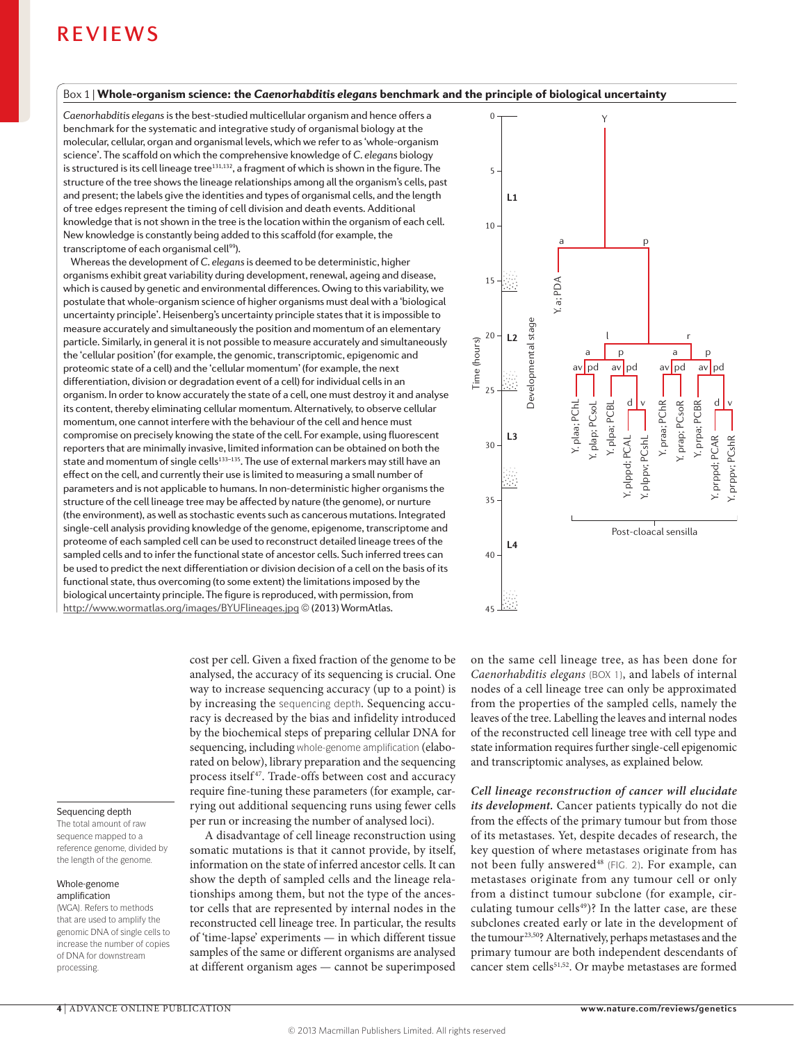## Box 1 | Whole-organism science: the *Caenorhabditis elegans* benchmark and the principle of biological uncertainty

*Caenorhabditis elegans* is the best-studied multicellular organism and hence offers a benchmark for the systematic and integrative study of organismal biology at the molecular, cellular, organ and organismal levels, which we refer to as 'whole-organism science'. The scaffold on which the comprehensive knowledge of *C. elegans* biology is structured is its cell lineage tree[131,132], a fragment of which is shown in the figure. The structure of the tree shows the lineage relationships among all the organism's cells, past and present; the labels give the identities and types of organismal cells, and the length of tree edges represent the timing of cell division and death events. Additional knowledge that is not shown in the tree is the location within the organism of each cell. New knowledge is constantly being added to this scaffold (for example, the transcriptome of each organismal cell[99]).

Whereas the development of *C. elegans* is deemed to be deterministic, higher organisms exhibit great variability during development, renewal, ageing and disease, which is caused by genetic and environmental differences. Owing to this variability, we postulate that whole-organism science of higher organisms must deal with a 'biological uncertainty principle'. Heisenberg's uncertainty principle states that it is impossible to measure accurately and simultaneously the position and momentum of an elementary particle. Similarly, in general it is not possible to measure accurately and simultaneously the 'cellular position' (for example, the genomic, transcriptomic, epigenomic and proteomic state of a cell) and the 'cellular momentum' (for example, the next differentiation, division or degradation event of a cell) for individual cells in an organism. In order to know accurately the state of a cell, one must destroy it and analyse its content, thereby eliminating cellular momentum. Alternatively, to observe cellular momentum, one cannot interfere with the behaviour of the cell and hence must compromise on precisely knowing the state of the cell. For example, using fluorescent reporters that are minimally invasive, limited information can be obtained on both the state and momentum of single cells[133–135]. The use of external markers may still have an effect on the cell, and currently their use is limited to measuring a small number of parameters and is not applicable to humans. In non-deterministic higher organisms the structure of the cell lineage tree may be affected by nature (the genome), or nurture (the environment), as well as stochastic events such as cancerous mutations. Integrated single-cell analysis providing knowledge of the genome, epigenome, transcriptome and proteome of each sampled cell can be used to reconstruct detailed lineage trees of the sampled cells and to infer the functional state of ancestor cells. Such inferred trees can be used to predict the next differentiation or division decision of a cell on the basis of its functional state, thus overcoming (to some extent) the limitations imposed by the biological uncertainty principle. The figure is reproduced, with permission, from http://www.wormatlas.org/images/BYUFlineages.jpg © (2013) WormAtlas.

---

cost per cell. Given a fixed fraction of the genome to be analysed, the accuracy of its sequencing is crucial. One way to increase sequencing accuracy (up to a point) is by increasing the sequencing depth. Sequencing accuracy is decreased by the bias and infidelity introduced by the biochemical steps of preparing cellular DNA for sequencing, including whole-genome amplification (elaborated on below), library preparation and the sequencing process itself[47]. Trade-offs between cost and accuracy require fine-tuning these parameters (for example, carrying out additional sequencing runs using fewer cells per run or increasing the number of analysed loci).

A disadvantage of cell lineage reconstruction using somatic mutations is that it cannot provide, by itself, information on the state of inferred ancestor cells. It can show the depth of sampled cells and the lineage relationships among them, but not the type of the ancestor cells that are represented by internal nodes in the reconstructed cell lineage tree. In particular, the results of 'time-lapse' experiments — in which different tissue samples of the same or different organisms are analysed at different organism ages — cannot be superimposed on the same cell lineage tree, as has been done for *Caenorhabditis elegans* (BOX 1), and labels of internal nodes of a cell lineage tree can only be approximated from the properties of the sampled cells, namely the leaves of the tree. Labelling the leaves and internal nodes of the reconstructed cell lineage tree with cell type and state information requires further single-cell epigenomic and transcriptomic analyses, as explained below.

***Cell lineage reconstruction of cancer will elucidate its development.*** Cancer patients typically do not die from the effects of the primary tumour but from those of its metastases. Yet, despite decades of research, the key question of where metastases originate from has not been fully answered[48] (FIG. 2). For example, can metastases originate from any tumour cell or only from a distinct tumour subclone (for example, circulating tumour cells[49])? In the latter case, are these subclones created early or late in the development of the tumour[23,50]? Alternatively, perhaps metastases and the primary tumour are both independent descendants of cancer stem cells[51,52]. Or maybe metastases are formed

**Sequencing depth**
The total amount of raw sequence mapped to a reference genome, divided by the length of the genome.

**Whole-genome amplification**
(WGA). Refers to methods that are used to amplify the genomic DNA of single cells to increase the number of copies of DNA for downstream processing.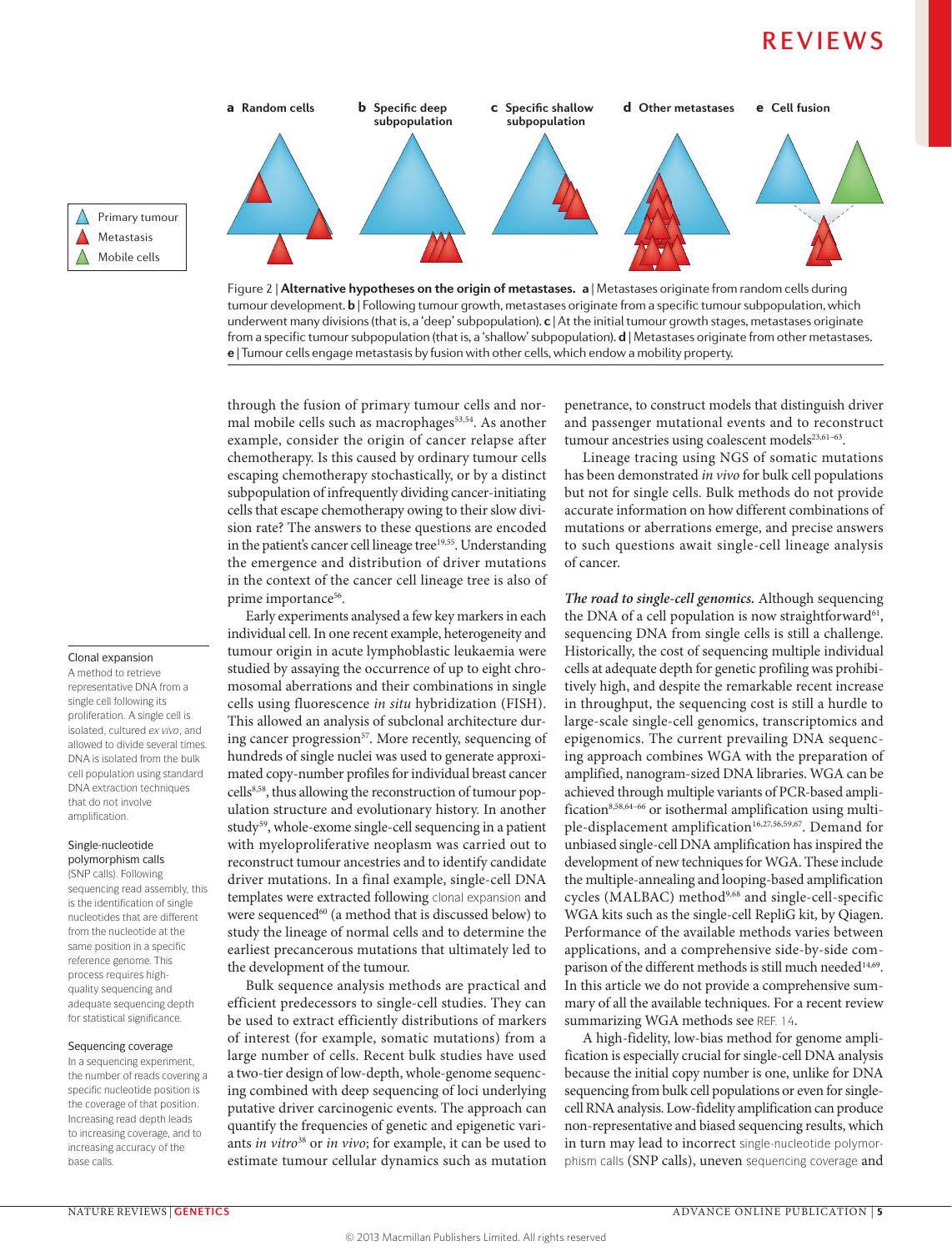Figure 2 | **Alternative hypotheses on the origin of metastases.** **a** | Metastases originate from random cells during tumour development. **b** | Following tumour growth, metastases originate from a specific tumour subpopulation, which underwent many divisions (that is, a 'deep' subpopulation). **c** | At the initial tumour growth stages, metastases originate from a specific tumour subpopulation (that is, a 'shallow' subpopulation). **d** | Metastases originate from other metastases. **e** | Tumour cells engage metastasis by fusion with other cells, which endow a mobility property.

through the fusion of primary tumour cells and normal mobile cells such as macrophages[53,54]. As another example, consider the origin of cancer relapse after chemotherapy. Is this caused by ordinary tumour cells escaping chemotherapy stochastically, or by a distinct subpopulation of infrequently dividing cancer-initiating cells that escape chemotherapy owing to their slow division rate? The answers to these questions are encoded in the patient's cancer cell lineage tree[19,55]. Understanding the emergence and distribution of driver mutations in the context of the cancer cell lineage tree is also of prime importance[56].

Early experiments analysed a few key markers in each individual cell. In one recent example, heterogeneity and tumour origin in acute lymphoblastic leukaemia were studied by assaying the occurrence of up to eight chromosomal aberrations and their combinations in single cells using fluorescence *in situ* hybridization (FISH). This allowed an analysis of subclonal architecture during cancer progression[57]. More recently, sequencing of hundreds of single nuclei was used to generate approximated copy-number profiles for individual breast cancer cells[8,58], thus allowing the reconstruction of tumour population structure and evolutionary history. In another study[59], whole-exome single-cell sequencing in a patient with myeloproliferative neoplasm was carried out to reconstruct tumour ancestries and to identify candidate driver mutations. In a final example, single-cell DNA templates were extracted following clonal expansion and were sequenced[60] (a method that is discussed below) to study the lineage of normal cells and to determine the earliest precancerous mutations that ultimately led to the development of the tumour.

Bulk sequence analysis methods are practical and efficient predecessors to single-cell studies. They can be used to extract efficiently distributions of markers of interest (for example, somatic mutations) from a large number of cells. Recent bulk studies have used a two-tier design of low-depth, whole-genome sequencing combined with deep sequencing of loci underlying putative driver carcinogenic events. The approach can quantify the frequencies of genetic and epigenetic variants *in vitro*[38] or *in vivo*; for example, it can be used to estimate tumour cellular dynamics such as mutation penetrance, to construct models that distinguish driver and passenger mutational events and to reconstruct tumour ancestries using coalescent models[23,61–63].

Lineage tracing using NGS of somatic mutations has been demonstrated *in vivo* for bulk cell populations but not for single cells. Bulk methods do not provide accurate information on how different combinations of mutations or aberrations emerge, and precise answers to such questions await single-cell lineage analysis of cancer.

***The road to single-cell genomics.*** Although sequencing the DNA of a cell population is now straightforward[61], sequencing DNA from single cells is still a challenge. Historically, the cost of sequencing multiple individual cells at adequate depth for genetic profiling was prohibitively high, and despite the remarkable recent increase in throughput, the sequencing cost is still a hurdle to large-scale single-cell genomics, transcriptomics and epigenomics. The current prevailing DNA sequencing approach combines WGA with the preparation of amplified, nanogram-sized DNA libraries. WGA can be achieved through multiple variants of PCR-based amplification[8,58,64–66] or isothermal amplification using multiple-displacement amplification[16,27,56,59,67]. Demand for unbiased single-cell DNA amplification has inspired the development of new techniques for WGA. These include the multiple-annealing and looping-based amplification cycles (MALBAC) method[9,68] and single-cell-specific WGA kits such as the single-cell RepliG kit, by Qiagen. Performance of the available methods varies between applications, and a comprehensive side-by-side comparison of the different methods is still much needed[14,69]. In this article we do not provide a comprehensive summary of all the available techniques. For a recent review summarizing WGA methods see REF. 14.

A high-fidelity, low-bias method for genome amplification is especially crucial for single-cell DNA analysis because the initial copy number is one, unlike for DNA sequencing from bulk cell populations or even for single-cell RNA analysis. Low-fidelity amplification can produce non-representative and biased sequencing results, which in turn may lead to incorrect single-nucleotide polymorphism calls (SNP calls), uneven sequencing coverage and

**Clonal expansion**
A method to retrieve representative DNA from a single cell following its proliferation. A single cell is isolated, cultured *ex vivo*, and allowed to divide several times. DNA is isolated from the bulk cell population using standard DNA extraction techniques that do not involve amplification.

**Single-nucleotide polymorphism calls**
(SNP calls). Following sequencing read assembly, this is the identification of single nucleotides that are different from the nucleotide at the same position in a specific reference genome. This process requires high-quality sequencing and adequate sequencing depth for statistical significance.

**Sequencing coverage**
In a sequencing experiment, the number of reads covering a specific nucleotide position is the coverage of that position. Increasing read depth leads to increasing coverage, and to increasing accuracy of the base calls.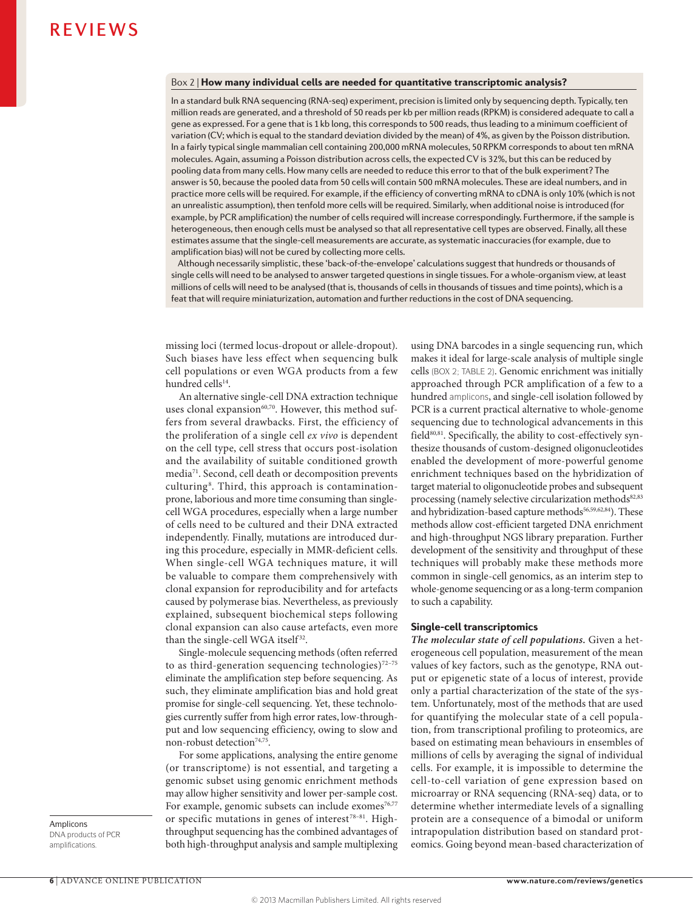### Box 2 | How many individual cells are needed for quantitative transcriptomic analysis?

In a standard bulk RNA sequencing (RNA-seq) experiment, precision is limited only by sequencing depth. Typically, ten million reads are generated, and a threshold of 50 reads per kb per million reads (RPKM) is considered adequate to call a gene as expressed. For a gene that is 1 kb long, this corresponds to 500 reads, thus leading to a minimum coefficient of variation (CV; which is equal to the standard deviation divided by the mean) of 4%, as given by the Poisson distribution. In a fairly typical single mammalian cell containing 200,000 mRNA molecules, 50 RPKM corresponds to about ten mRNA molecules. Again, assuming a Poisson distribution across cells, the expected CV is 32%, but this can be reduced by pooling data from many cells. How many cells are needed to reduce this error to that of the bulk experiment? The answer is 50, because the pooled data from 50 cells will contain 500 mRNA molecules. These are ideal numbers, and in practice more cells will be required. For example, if the efficiency of converting mRNA to cDNA is only 10% (which is not an unrealistic assumption), then tenfold more cells will be required. Similarly, when additional noise is introduced (for example, by PCR amplification) the number of cells required will increase correspondingly. Furthermore, if the sample is heterogeneous, then enough cells must be analysed so that all representative cell types are observed. Finally, all these estimates assume that the single-cell measurements are accurate, as systematic inaccuracies (for example, due to amplification bias) will not be cured by collecting more cells.

Although necessarily simplistic, these 'back-of-the-envelope' calculations suggest that hundreds or thousands of single cells will need to be analysed to answer targeted questions in single tissues. For a whole-organism view, at least millions of cells will need to be analysed (that is, thousands of cells in thousands of tissues and time points), which is a feat that will require miniaturization, automation and further reductions in the cost of DNA sequencing.

missing loci (termed locus-dropout or allele-dropout). Such biases have less effect when sequencing bulk cell populations or even WGA products from a few hundred cells[14].

An alternative single-cell DNA extraction technique uses clonal expansion[60,70]. However, this method suffers from several drawbacks. First, the efficiency of the proliferation of a single cell *ex vivo* is dependent on the cell type, cell stress that occurs post-isolation and the availability of suitable conditioned growth media[71]. Second, cell death or decomposition prevents culturing[8]. Third, this approach is contamination-prone, laborious and more time consuming than single-cell WGA procedures, especially when a large number of cells need to be cultured and their DNA extracted independently. Finally, mutations are introduced during this procedure, especially in MMR-deficient cells. When single-cell WGA techniques mature, it will be valuable to compare them comprehensively with clonal expansion for reproducibility and for artefacts caused by polymerase bias. Nevertheless, as previously explained, subsequent biochemical steps following clonal expansion can also cause artefacts, even more than the single-cell WGA itself[32].

Single-molecule sequencing methods (often referred to as third-generation sequencing technologies)[72–75] eliminate the amplification step before sequencing. As such, they eliminate amplification bias and hold great promise for single-cell sequencing. Yet, these technologies currently suffer from high error rates, low-throughput and low sequencing efficiency, owing to slow and non-robust detection[74,75].

For some applications, analysing the entire genome (or transcriptome) is not essential, and targeting a genomic subset using genomic enrichment methods may allow higher sensitivity and lower per-sample cost. For example, genomic subsets can include exomes[76,77] or specific mutations in genes of interest[78–81]. High-throughput sequencing has the combined advantages of both high-throughput analysis and sample multiplexing using DNA barcodes in a single sequencing run, which makes it ideal for large-scale analysis of multiple single cells (BOX 2; TABLE 2). Genomic enrichment was initially approached through PCR amplification of a few to a hundred amplicons, and single-cell isolation followed by PCR is a current practical alternative to whole-genome sequencing due to technological advancements in this field[80,81]. Specifically, the ability to cost-effectively synthesize thousands of custom-designed oligonucleotides enabled the development of more-powerful genome enrichment techniques based on the hybridization of target material to oligonucleotide probes and subsequent processing (namely selective circularization methods[82,83] and hybridization-based capture methods[56,59,62,84]). These methods allow cost-efficient targeted DNA enrichment and high-throughput NGS library preparation. Further development of the sensitivity and throughput of these techniques will probably make these methods more common in single-cell genomics, as an interim step to whole-genome sequencing or as a long-term companion to such a capability.

Amplicons
DNA products of PCR amplifications.

## Single-cell transcriptomics

***The molecular state of cell populations.*** Given a heterogeneous cell population, measurement of the mean values of key factors, such as the genotype, RNA output or epigenetic state of a locus of interest, provide only a partial characterization of the state of the system. Unfortunately, most of the methods that are used for quantifying the molecular state of a cell population, from transcriptional profiling to proteomics, are based on estimating mean behaviours in ensembles of millions of cells by averaging the signal of individual cells. For example, it is impossible to determine the cell-to-cell variation of gene expression based on microarray or RNA sequencing (RNA-seq) data, or to determine whether intermediate levels of a signalling protein are a consequence of a bimodal or uniform intrapopulation distribution based on standard proteomics. Going beyond mean-based characterization of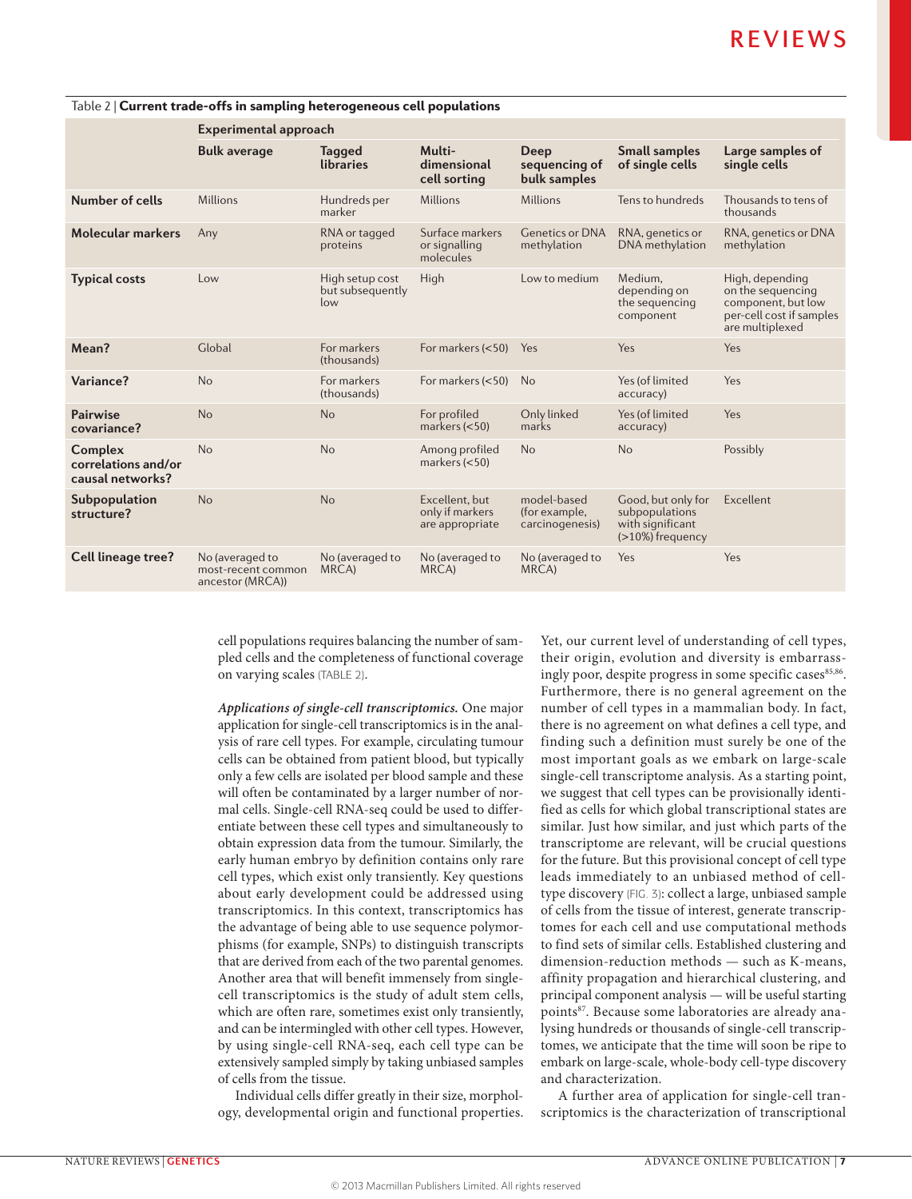Table 2 | **Current trade-offs in sampling heterogeneous cell populations**

| | Experimental approach | | | | | |
|---|---|---|---|---|---|---|
| | **Bulk average** | **Tagged libraries** | **Multi-dimensional cell sorting** | **Deep sequencing of bulk samples** | **Small samples of single cells** | **Large samples of single cells** |
| **Number of cells** | Millions | Hundreds per marker | Millions | Millions | Tens to hundreds | Thousands to tens of thousands |
| **Molecular markers** | Any | RNA or tagged proteins | Surface markers or signalling molecules | Genetics or DNA methylation | RNA, genetics or DNA methylation | RNA, genetics or DNA methylation |
| **Typical costs** | Low | High setup cost but subsequently low | High | Low to medium | Medium, depending on the sequencing component | High, depending on the sequencing component, but low per-cell cost if samples are multiplexed |
| **Mean?** | Global | For markers (thousands) | For markers (<50) | Yes | Yes | Yes |
| **Variance?** | No | For markers (thousands) | For markers (<50) | No | Yes (of limited accuracy) | Yes |
| **Pairwise covariance?** | No | No | For profiled markers (<50) | Only linked marks | Yes (of limited accuracy) | Yes |
| **Complex correlations and/or causal networks?** | No | No | Among profiled markers (<50) | No | No | Possibly |
| **Subpopulation structure?** | No | No | Excellent, but only if markers are appropriate | model-based (for example, carcinogenesis) | Good, but only for subpopulations with significant (>10%) frequency | Excellent |
| **Cell lineage tree?** | No (averaged to most-recent common ancestor (MRCA)) | No (averaged to MRCA) | No (averaged to MRCA) | No (averaged to MRCA) | Yes | Yes |

cell populations requires balancing the number of sampled cells and the completeness of functional coverage on varying scales (TABLE 2).

***Applications of single-cell transcriptomics.*** One major application for single-cell transcriptomics is in the analysis of rare cell types. For example, circulating tumour cells can be obtained from patient blood, but typically only a few cells are isolated per blood sample and these will often be contaminated by a larger number of normal cells. Single-cell RNA-seq could be used to differentiate between these cell types and simultaneously to obtain expression data from the tumour. Similarly, the early human embryo by definition contains only rare cell types, which exist only transiently. Key questions about early development could be addressed using transcriptomics. In this context, transcriptomics has the advantage of being able to use sequence polymorphisms (for example, SNPs) to distinguish transcripts that are derived from each of the two parental genomes. Another area that will benefit immensely from single-cell transcriptomics is the study of adult stem cells, which are often rare, sometimes exist only transiently, and can be intermingled with other cell types. However, by using single-cell RNA-seq, each cell type can be extensively sampled simply by taking unbiased samples of cells from the tissue.

Individual cells differ greatly in their size, morphology, developmental origin and functional properties. Yet, our current level of understanding of cell types, their origin, evolution and diversity is embarrassingly poor, despite progress in some specific cases[85,86]. Furthermore, there is no general agreement on the number of cell types in a mammalian body. In fact, there is no agreement on what defines a cell type, and finding such a definition must surely be one of the most important goals as we embark on large-scale single-cell transcriptome analysis. As a starting point, we suggest that cell types can be provisionally identified as cells for which global transcriptional states are similar. Just how similar, and just which parts of the transcriptome are relevant, will be crucial questions for the future. But this provisional concept of cell type leads immediately to an unbiased method of cell-type discovery (FIG. 3): collect a large, unbiased sample of cells from the tissue of interest, generate transcriptomes for each cell and use computational methods to find sets of similar cells. Established clustering and dimension-reduction methods — such as K-means, affinity propagation and hierarchical clustering, and principal component analysis — will be useful starting points[87]. Because some laboratories are already analysing hundreds or thousands of single-cell transcriptomes, we anticipate that the time will soon be ripe to embark on large-scale, whole-body cell-type discovery and characterization.

A further area of application for single-cell transcriptomics is the characterization of transcriptional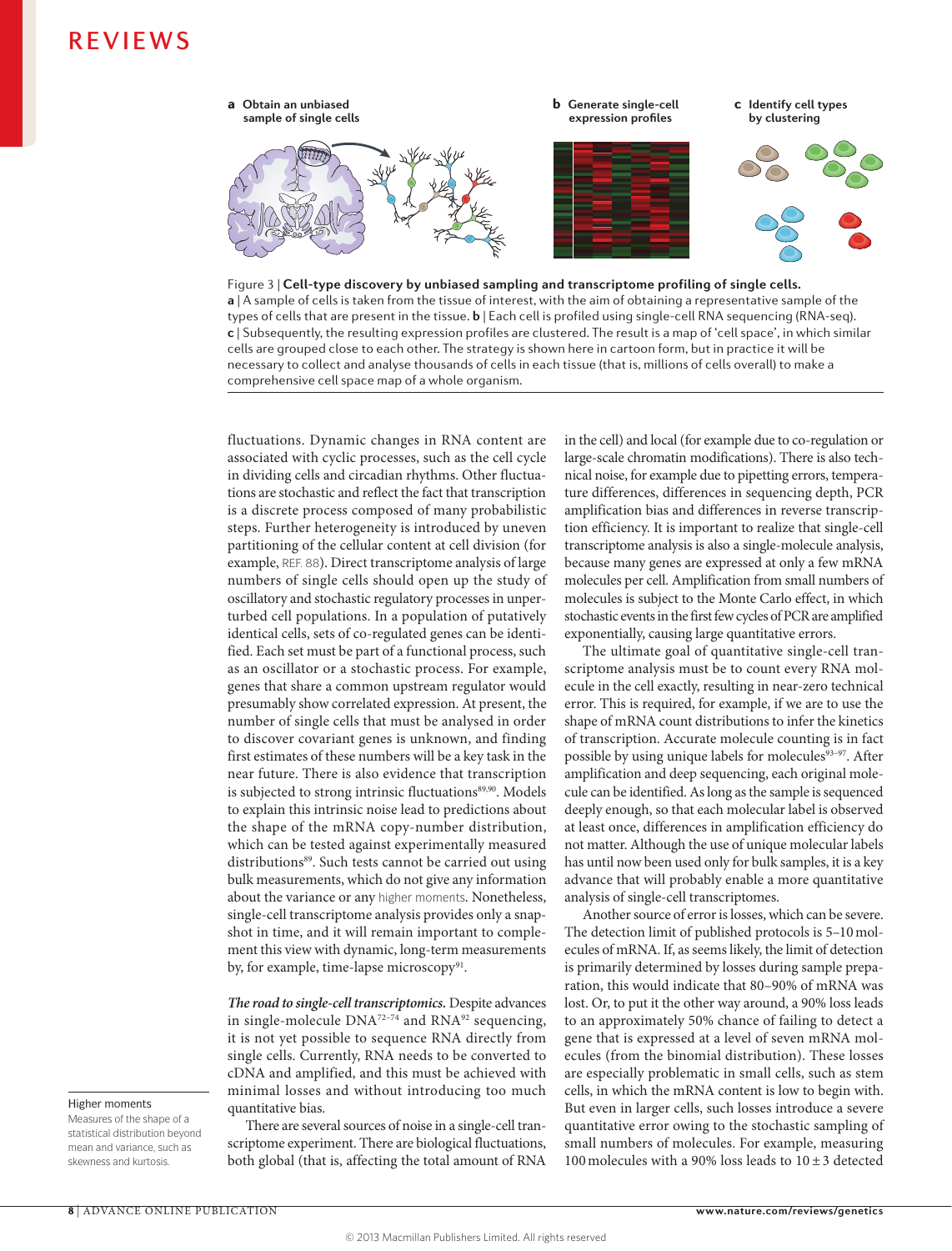a Obtain an unbiased sample of single cells

b Generate single-cell expression profiles

c Identify cell types by clustering

Figure 3 | **Cell-type discovery by unbiased sampling and transcriptome profiling of single cells.** **a** | A sample of cells is taken from the tissue of interest, with the aim of obtaining a representative sample of the types of cells that are present in the tissue. **b** | Each cell is profiled using single-cell RNA sequencing (RNA-seq). **c** | Subsequently, the resulting expression profiles are clustered. The result is a map of 'cell space', in which similar cells are grouped close to each other. The strategy is shown here in cartoon form, but in practice it will be necessary to collect and analyse thousands of cells in each tissue (that is, millions of cells overall) to make a comprehensive cell space map of a whole organism.

fluctuations. Dynamic changes in RNA content are associated with cyclic processes, such as the cell cycle in dividing cells and circadian rhythms. Other fluctuations are stochastic and reflect the fact that transcription is a discrete process composed of many probabilistic steps. Further heterogeneity is introduced by uneven partitioning of the cellular content at cell division (for example, REF. 88). Direct transcriptome analysis of large numbers of single cells should open up the study of oscillatory and stochastic regulatory processes in unperturbed cell populations. In a population of putatively identical cells, sets of co-regulated genes can be identified. Each set must be part of a functional process, such as an oscillator or a stochastic process. For example, genes that share a common upstream regulator would presumably show correlated expression. At present, the number of single cells that must be analysed in order to discover covariant genes is unknown, and finding first estimates of these numbers will be a key task in the near future. There is also evidence that transcription is subjected to strong intrinsic fluctuations[89,90]. Models to explain this intrinsic noise lead to predictions about the shape of the mRNA copy-number distribution, which can be tested against experimentally measured distributions[89]. Such tests cannot be carried out using bulk measurements, which do not give any information about the variance or any higher moments. Nonetheless, single-cell transcriptome analysis provides only a snapshot in time, and it will remain important to complement this view with dynamic, long-term measurements by, for example, time-lapse microscopy[91].

**Higher moments**
Measures of the shape of a statistical distribution beyond mean and variance, such as skewness and kurtosis.

***The road to single-cell transcriptomics.*** Despite advances in single-molecule DNA[72–74] and RNA[92] sequencing, it is not yet possible to sequence RNA directly from single cells. Currently, RNA needs to be converted to cDNA and amplified, and this must be achieved with minimal losses and without introducing too much quantitative bias.

There are several sources of noise in a single-cell transcriptome experiment. There are biological fluctuations, both global (that is, affecting the total amount of RNA in the cell) and local (for example due to co-regulation or large-scale chromatin modifications). There is also technical noise, for example due to pipetting errors, temperature differences, differences in sequencing depth, PCR amplification bias and differences in reverse transcription efficiency. It is important to realize that single-cell transcriptome analysis is also a single-molecule analysis, because many genes are expressed at only a few mRNA molecules per cell. Amplification from small numbers of molecules is subject to the Monte Carlo effect, in which stochastic events in the first few cycles of PCR are amplified exponentially, causing large quantitative errors.

The ultimate goal of quantitative single-cell transcriptome analysis must be to count every RNA molecule in the cell exactly, resulting in near-zero technical error. This is required, for example, if we are to use the shape of mRNA count distributions to infer the kinetics of transcription. Accurate molecule counting is in fact possible by using unique labels for molecules[93–97]. After amplification and deep sequencing, each original molecule can be identified. As long as the sample is sequenced deeply enough, so that each molecular label is observed at least once, differences in amplification efficiency do not matter. Although the use of unique molecular labels has until now been used only for bulk samples, it is a key advance that will probably enable a more quantitative analysis of single-cell transcriptomes.

Another source of error is losses, which can be severe. The detection limit of published protocols is 5–10 molecules of mRNA. If, as seems likely, the limit of detection is primarily determined by losses during sample preparation, this would indicate that 80–90% of mRNA was lost. Or, to put it the other way around, a 90% loss leads to an approximately 50% chance of failing to detect a gene that is expressed at a level of seven mRNA molecules (from the binomial distribution). These losses are especially problematic in small cells, such as stem cells, in which the mRNA content is low to begin with. But even in larger cells, such losses introduce a severe quantitative error owing to the stochastic sampling of small numbers of molecules. For example, measuring 100 molecules with a 90% loss leads to $10 \pm 3$ detected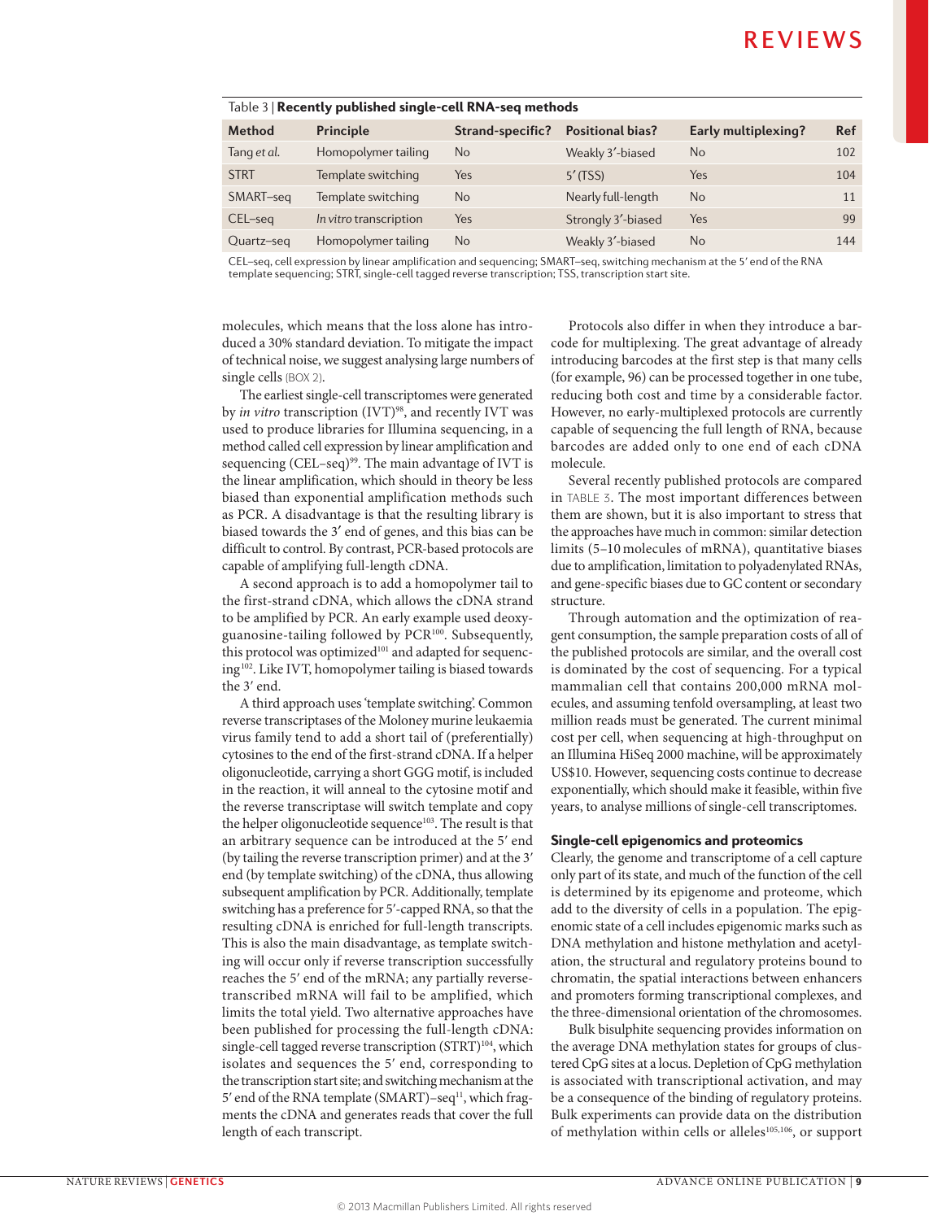Table 3 | **Recently published single-cell RNA-seq methods**

| Method | Principle | Strand-specific? | Positional bias? | Early multiplexing? | Ref |
|---|---|---|---|---|---|
| Tang *et al.* | Homopolymer tailing | No | Weakly 3′-biased | No | 102 |
| STRT | Template switching | Yes | 5′ (TSS) | Yes | 104 |
| SMART–seq | Template switching | No | Nearly full-length | No | 11 |
| CEL–seq | *In vitro* transcription | Yes | Strongly 3′-biased | Yes | 99 |
| Quartz–seq | Homopolymer tailing | No | Weakly 3′-biased | No | 144 |

CEL–seq, cell expression by linear amplification and sequencing; SMART–seq, switching mechanism at the 5′ end of the RNA template sequencing; STRT, single-cell tagged reverse transcription; TSS, transcription start site.

molecules, which means that the loss alone has introduced a 30% standard deviation. To mitigate the impact of technical noise, we suggest analysing large numbers of single cells (BOX 2).

The earliest single-cell transcriptomes were generated by *in vitro* transcription (IVT)[98], and recently IVT was used to produce libraries for Illumina sequencing, in a method called cell expression by linear amplification and sequencing (CEL–seq)[99]. The main advantage of IVT is the linear amplification, which should in theory be less biased than exponential amplification methods such as PCR. A disadvantage is that the resulting library is biased towards the 3′ end of genes, and this bias can be difficult to control. By contrast, PCR-based protocols are capable of amplifying full-length cDNA.

A second approach is to add a homopolymer tail to the first-strand cDNA, which allows the cDNA strand to be amplified by PCR. An early example used deoxyguanosine-tailing followed by PCR[100]. Subsequently, this protocol was optimized[101] and adapted for sequencing[102]. Like IVT, homopolymer tailing is biased towards the 3′ end.

A third approach uses 'template switching'. Common reverse transcriptases of the Moloney murine leukaemia virus family tend to add a short tail of (preferentially) cytosines to the end of the first-strand cDNA. If a helper oligonucleotide, carrying a short GGG motif, is included in the reaction, it will anneal to the cytosine motif and the reverse transcriptase will switch template and copy the helper oligonucleotide sequence[103]. The result is that an arbitrary sequence can be introduced at the 5′ end (by tailing the reverse transcription primer) and at the 3′ end (by template switching) of the cDNA, thus allowing subsequent amplification by PCR. Additionally, template switching has a preference for 5′-capped RNA, so that the resulting cDNA is enriched for full-length transcripts. This is also the main disadvantage, as template switching will occur only if reverse transcription successfully reaches the 5′ end of the mRNA; any partially reverse-transcribed mRNA will fail to be amplified, which limits the total yield. Two alternative approaches have been published for processing the full-length cDNA: single-cell tagged reverse transcription (STRT)[104], which isolates and sequences the 5′ end, corresponding to the transcription start site; and switching mechanism at the 5′ end of the RNA template (SMART)–seq[11], which fragments the cDNA and generates reads that cover the full length of each transcript.

Protocols also differ in when they introduce a barcode for multiplexing. The great advantage of already introducing barcodes at the first step is that many cells (for example, 96) can be processed together in one tube, reducing both cost and time by a considerable factor. However, no early-multiplexed protocols are currently capable of sequencing the full length of RNA, because barcodes are added only to one end of each cDNA molecule.

Several recently published protocols are compared in TABLE 3. The most important differences between them are shown, but it is also important to stress that the approaches have much in common: similar detection limits (5–10 molecules of mRNA), quantitative biases due to amplification, limitation to polyadenylated RNAs, and gene-specific biases due to GC content or secondary structure.

Through automation and the optimization of reagent consumption, the sample preparation costs of all of the published protocols are similar, and the overall cost is dominated by the cost of sequencing. For a typical mammalian cell that contains 200,000 mRNA molecules, and assuming tenfold oversampling, at least two million reads must be generated. The current minimal cost per cell, when sequencing at high-throughput on an Illumina HiSeq 2000 machine, will be approximately US$10. However, sequencing costs continue to decrease exponentially, which should make it feasible, within five years, to analyse millions of single-cell transcriptomes.

## Single-cell epigenomics and proteomics

Clearly, the genome and transcriptome of a cell capture only part of its state, and much of the function of the cell is determined by its epigenome and proteome, which add to the diversity of cells in a population. The epigenomic state of a cell includes epigenomic marks such as DNA methylation and histone methylation and acetylation, the structural and regulatory proteins bound to chromatin, the spatial interactions between enhancers and promoters forming transcriptional complexes, and the three-dimensional orientation of the chromosomes.

Bulk bisulphite sequencing provides information on the average DNA methylation states for groups of clustered CpG sites at a locus. Depletion of CpG methylation is associated with transcriptional activation, and may be a consequence of the binding of regulatory proteins. Bulk experiments can provide data on the distribution of methylation within cells or alleles[105,106], or support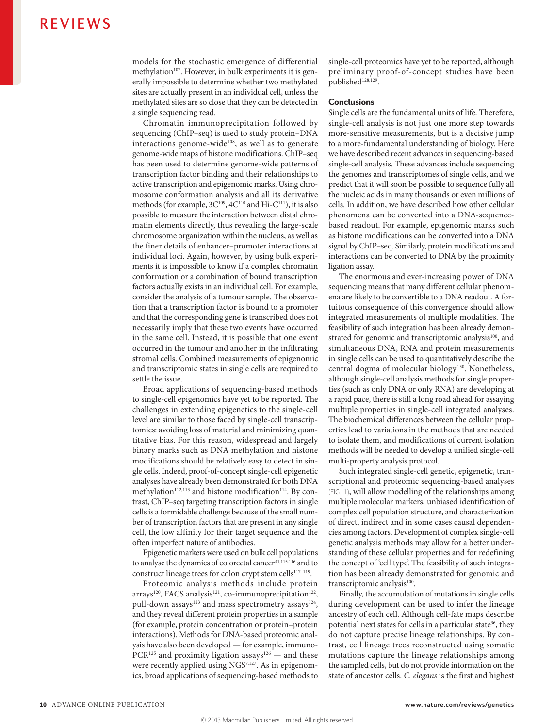models for the stochastic emergence of differential methylation[107]. However, in bulk experiments it is generally impossible to determine whether two methylated sites are actually present in an individual cell, unless the methylated sites are so close that they can be detected in a single sequencing read.

Chromatin immunoprecipitation followed by sequencing (ChIP–seq) is used to study protein–DNA interactions genome-wide[108], as well as to generate genome-wide maps of histone modifications. ChIP–seq has been used to determine genome-wide patterns of transcription factor binding and their relationships to active transcription and epigenomic marks. Using chromosome conformation analysis and all its derivative methods (for example, 3C[109], 4C[110] and Hi-C[111]), it is also possible to measure the interaction between distal chromatin elements directly, thus revealing the large-scale chromosome organization within the nucleus, as well as the finer details of enhancer–promoter interactions at individual loci. Again, however, by using bulk experiments it is impossible to know if a complex chromatin conformation or a combination of bound transcription factors actually exists in an individual cell. For example, consider the analysis of a tumour sample. The observation that a transcription factor is bound to a promoter and that the corresponding gene is transcribed does not necessarily imply that these two events have occurred in the same cell. Instead, it is possible that one event occurred in the tumour and another in the infiltrating stromal cells. Combined measurements of epigenomic and transcriptomic states in single cells are required to settle the issue.

Broad applications of sequencing-based methods to single-cell epigenomics have yet to be reported. The challenges in extending epigenetics to the single-cell level are similar to those faced by single-cell transcriptomics: avoiding loss of material and minimizing quantitative bias. For this reason, widespread and largely binary marks such as DNA methylation and histone modifications should be relatively easy to detect in single cells. Indeed, proof-of-concept single-cell epigenetic analyses have already been demonstrated for both DNA methylation[112,113] and histone modification[114]. By contrast, ChIP–seq targeting transcription factors in single cells is a formidable challenge because of the small number of transcription factors that are present in any single cell, the low affinity for their target sequence and the often imperfect nature of antibodies.

Epigenetic markers were used on bulk cell populations to analyse the dynamics of colorectal cancer[41,115,116] and to construct lineage trees for colon crypt stem cells[117–119].

Proteomic analysis methods include protein arrays[120], FACS analysis[121], co-immunoprecipitation[122], pull-down assays[123] and mass spectrometry assays[124], and they reveal different protein properties in a sample (for example, protein concentration or protein–protein interactions). Methods for DNA-based proteomic analysis have also been developed — for example, immuno-PCR[125] and proximity ligation assays[126] — and these were recently applied using NGS[7,127]. As in epigenomics, broad applications of sequencing-based methods to single-cell proteomics have yet to be reported, although preliminary proof-of-concept studies have been published[128,129].

## Conclusions

Single cells are the fundamental units of life. Therefore, single-cell analysis is not just one more step towards more-sensitive measurements, but is a decisive jump to a more-fundamental understanding of biology. Here we have described recent advances in sequencing-based single-cell analysis. These advances include sequencing the genomes and transcriptomes of single cells, and we predict that it will soon be possible to sequence fully all the nucleic acids in many thousands or even millions of cells. In addition, we have described how other cellular phenomena can be converted into a DNA-sequence-based readout. For example, epigenomic marks such as histone modifications can be converted into a DNA signal by ChIP–seq. Similarly, protein modifications and interactions can be converted to DNA by the proximity ligation assay.

The enormous and ever-increasing power of DNA sequencing means that many different cellular phenomena are likely to be convertible to a DNA readout. A fortuitous consequence of this convergence should allow integrated measurements of multiple modalities. The feasibility of such integration has been already demonstrated for genomic and transcriptomic analysis[100], and simultaneous DNA, RNA and protein measurements in single cells can be used to quantitatively describe the central dogma of molecular biology[130]. Nonetheless, although single-cell analysis methods for single properties (such as only DNA or only RNA) are developing at a rapid pace, there is still a long road ahead for assaying multiple properties in single-cell integrated analyses. The biochemical differences between the cellular properties lead to variations in the methods that are needed to isolate them, and modifications of current isolation methods will be needed to develop a unified single-cell multi-property analysis protocol.

Such integrated single-cell genetic, epigenetic, transcriptional and proteomic sequencing-based analyses (FIG. 1), will allow modelling of the relationships among multiple molecular markers, unbiased identification of complex cell population structure, and characterization of direct, indirect and in some cases causal dependencies among factors. Development of complex single-cell genetic analysis methods may allow for a better understanding of these cellular properties and for redefining the concept of 'cell type'. The feasibility of such integration has been already demonstrated for genomic and transcriptomic analysis[100].

Finally, the accumulation of mutations in single cells during development can be used to infer the lineage ancestry of each cell. Although cell-fate maps describe potential next states for cells in a particular state[36], they do not capture precise lineage relationships. By contrast, cell lineage trees reconstructed using somatic mutations capture the lineage relationships among the sampled cells, but do not provide information on the state of ancestor cells. *C. elegans* is the first and highest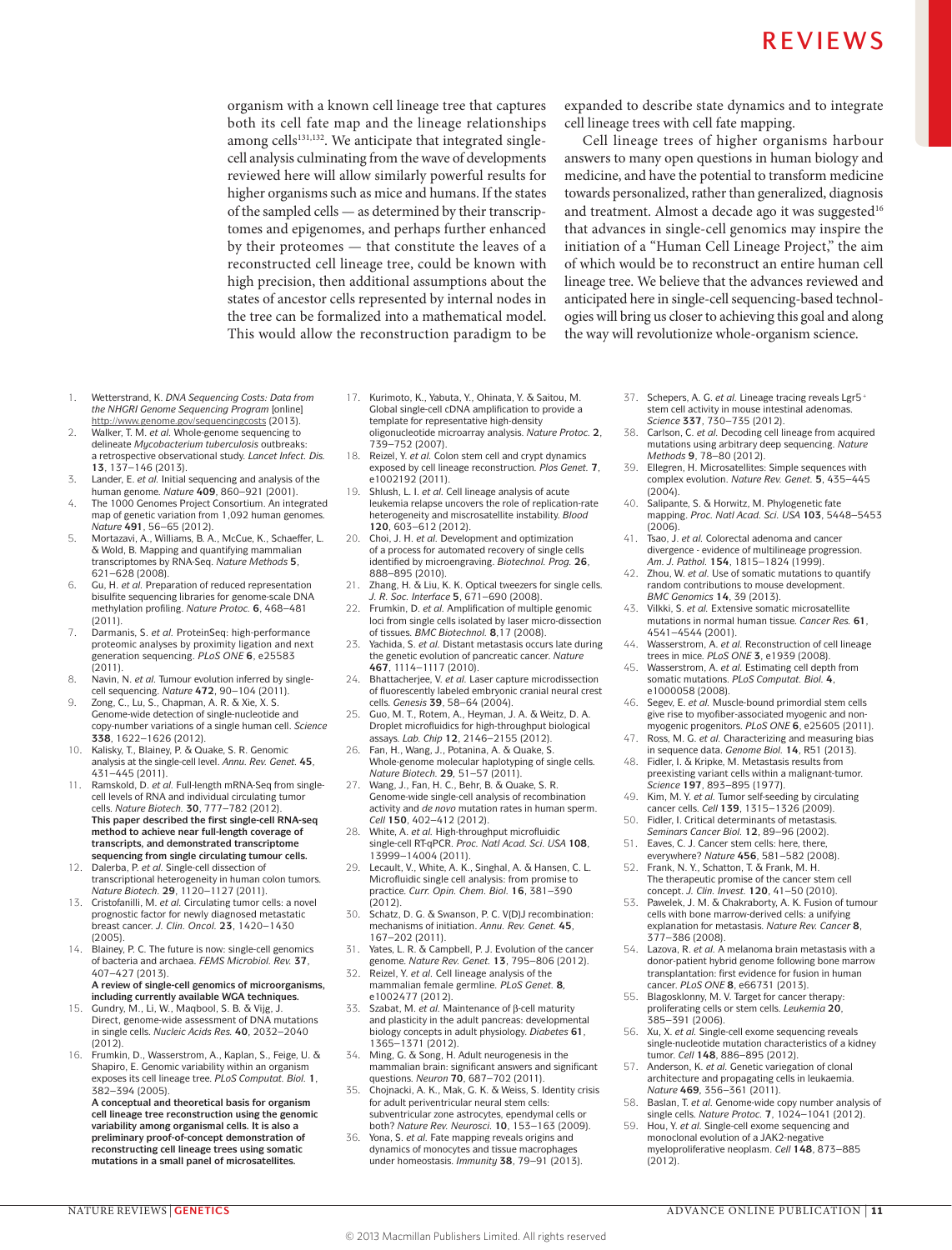organism with a known cell lineage tree that captures both its cell fate map and the lineage relationships among cells[131,132]. We anticipate that integrated single-cell analysis culminating from the wave of developments reviewed here will allow similarly powerful results for higher organisms such as mice and humans. If the states of the sampled cells — as determined by their transcriptomes and epigenomes, and perhaps further enhanced by their proteomes — that constitute the leaves of a reconstructed cell lineage tree, could be known with high precision, then additional assumptions about the states of ancestor cells represented by internal nodes in the tree can be formalized into a mathematical model. This would allow the reconstruction paradigm to be expanded to describe state dynamics and to integrate cell lineage trees with cell fate mapping.

Cell lineage trees of higher organisms harbour answers to many open questions in human biology and medicine, and have the potential to transform medicine towards personalized, rather than generalized, diagnosis and treatment. Almost a decade ago it was suggested[16] that advances in single-cell genomics may inspire the initiation of a "Human Cell Lineage Project," the aim of which would be to reconstruct an entire human cell lineage tree. We believe that the advances reviewed and anticipated here in single-cell sequencing-based technologies will bring us closer to achieving this goal and along the way will revolutionize whole-organism science.

1. Wetterstrand, K. *DNA Sequencing Costs: Data from the NHGRI Genome Sequencing Program* [online] http://www.genome.gov/sequencingcosts (2013).
2. Walker, T. M. *et al.* Whole-genome sequencing to delineate *Mycobacterium tuberculosis* outbreaks: a retrospective observational study. *Lancet Infect. Dis.* **13**, 137–146 (2013).
3. Lander, E. *et al.* Initial sequencing and analysis of the human genome. *Nature* **409**, 860–921 (2001).
4. The 1000 Genomes Project Consortium. An integrated map of genetic variation from 1,092 human genomes. *Nature* **491**, 56–65 (2012).
5. Mortazavi, A., Williams, B. A., McCue, K., Schaeffer, L. & Wold, B. Mapping and quantifying mammalian transcriptomes by RNA-Seq. *Nature Methods* **5**, 621–628 (2008).
6. Gu, H. *et al.* Preparation of reduced representation bisulfite sequencing libraries for genome-scale DNA methylation profiling. *Nature Protoc.* **6**, 468–481 (2011).
7. Darmanis, S. *et al.* ProteinSeq: high-performance proteomic analyses by proximity ligation and next generation sequencing. *PLoS ONE* **6**, e25583 (2011).
8. Navin, N. *et al.* Tumour evolution inferred by single-cell sequencing. *Nature* **472**, 90–104 (2011).
9. Zong, C., Lu, S., Chapman, A. R. & Xie, X. S. Genome-wide detection of single-nucleotide and copy-number variations of a single human cell. *Science* **338**, 1622–1626 (2012).
10. Kalisky, T., Blainey, P. & Quake, S. R. Genomic analysis at the single-cell level. *Annu. Rev. Genet.* **45**, 431–445 (2011).
11. Ramskold, D. *et al.* Full-length mRNA-Seq from single-cell levels of RNA and individual circulating tumor cells. *Nature Biotech.* **30**, 777–782 (2012).
**This paper described the first single-cell RNA-seq method to achieve near full-length coverage of transcripts, and demonstrated transcriptome sequencing from single circulating tumour cells.**
12. Dalerba, P. *et al.* Single-cell dissection of transcriptional heterogeneity in human colon tumors. *Nature Biotech.* **29**, 1120–1127 (2011).
13. Cristofanilli, M. *et al.* Circulating tumor cells: a novel prognostic factor for newly diagnosed metastatic breast cancer. *J. Clin. Oncol.* **23**, 1420–1430 (2005).
14. Blainey, P. C. The future is now: single-cell genomics of bacteria and archaea. *FEMS Microbiol. Rev.* **37**, 407–427 (2013).
**A review of single-cell genomics of microorganisms, including currently available WGA techniques.**
15. Gundry, M., Li, W., Maqbool, S. B. & Vijg, J. Direct, genome-wide assessment of DNA mutations in single cells. *Nucleic Acids Res.* **40**, 2032–2040 (2012).
16. Frumkin, D., Wasserstrom, A., Kaplan, S., Feige, U. & Shapiro, E. Genomic variability within an organism exposes its cell lineage tree. *PLoS Computat. Biol.* **1**, 382–394 (2005).
**A conceptual and theoretical basis for organism cell lineage tree reconstruction using the genomic variability among organismal cells. It is also a preliminary proof-of-concept demonstration of reconstructing cell lineage trees using somatic mutations in a small panel of microsatellites.**
17. Kurimoto, K., Yabuta, Y., Ohinata, Y. & Saitou, M. Global single-cell cDNA amplification to provide a template for representative high-density oligonucleotide microarray analysis. *Nature Protoc.* **2**, 739–752 (2007).
18. Reizel, Y. *et al.* Colon stem cell and crypt dynamics exposed by cell lineage reconstruction. *Plos Genet.* **7**, e1002192 (2011).
19. Shlush, L. I. *et al.* Cell lineage analysis of acute leukemia relapse uncovers the role of replication-rate heterogeneity and microsatellite instability. *Blood* **120**, 603–612 (2012).
20. Choi, J. H. *et al.* Development and optimization of a process for automated recovery of single cells identified by microengraving. *Biotechnol. Prog.* **26**, 888–895 (2010).
21. Zhang, H. & Liu, K. K. Optical tweezers for single cells. *J. R. Soc. Interface* **5**, 671–690 (2008).
22. Frumkin, D. *et al.* Amplification of multiple genomic loci from single cells isolated by laser micro-dissection of tissues. *BMC Biotechnol.* **8**,17 (2008).
23. Yachida, S. *et al.* Distant metastasis occurs late during the genetic evolution of pancreatic cancer. *Nature* **467**, 1114–1117 (2010).
24. Bhattacherjee, V. *et al.* Laser capture microdissection of fluorescently labeled embryonic cranial neural crest cells. *Genesis* **39**, 58–64 (2004).
25. Guo, M. T., Rotem, A., Heyman, J. A. & Weitz, D. A. Droplet microfluidics for high-throughput biological assays. *Lab. Chip* **12**, 2146–2155 (2012).
26. Fan, H., Wang, J., Potanina, A. & Quake, S. Whole-genome molecular haplotyping of single cells. *Nature Biotech.* **29**, 51–57 (2011).
27. Wang, J., Fan, H. C., Behr, B. & Quake, S. R. Genome-wide single-cell analysis of recombination activity and *de novo* mutation rates in human sperm. *Cell* **150**, 402–412 (2012).
28. White, A. *et al.* High-throughput microfluidic single-cell RT-qPCR. *Proc. Natl Acad. Sci. USA* **108**, 13999–14004 (2011).
29. Lecault, V., White, A. K., Singhal, A. & Hansen, C. L. Microfluidic single cell analysis: from promise to practice. *Curr. Opin. Chem. Biol.* **16**, 381–390 (2012).
30. Schatz, D. G. & Swanson, P. C. V(D)J recombination: mechanisms of initiation. *Annu. Rev. Genet.* **45**, 167–202 (2011).
31. Yates, L. R. & Campbell, P. J. Evolution of the cancer genome. *Nature Rev. Genet.* **13**, 795–806 (2012).
32. Reizel, Y. *et al.* Cell lineage analysis of the mammalian female germline. *PLoS Genet.* **8**, e1002477 (2012).
33. Szabat, M. *et al.* Maintenance of β-cell maturity and plasticity in the adult pancreas: developmental biology concepts in adult physiology. *Diabetes* **61**, 1365–1371 (2012).
34. Ming, G. & Song, H. Adult neurogenesis in the mammalian brain: significant answers and significant questions. *Neuron* **70**, 687–702 (2011).
35. Chojnacki, A. K., Mak, G. K. & Weiss, S. Identity crisis for adult periventricular neural stem cells: subventricular zone astrocytes, ependymal cells or both? *Nature Rev. Neurosci.* **10**, 153–163 (2009).
36. Yona, S. *et al.* Fate mapping reveals origins and dynamics of monocytes and tissue macrophages under homeostasis. *Immunity* **38**, 79–91 (2013).
37. Schepers, A. G. *et al.* Lineage tracing reveals Lgr5+ stem cell activity in mouse intestinal adenomas. *Science* **337**, 730–735 (2012).
38. Carlson, C. *et al.* Decoding cell lineage from acquired mutations using arbitrary deep sequencing. *Nature Methods* **9**, 78–80 (2012).
39. Ellegren, H. Microsatellites: Simple sequences with complex evolution. *Nature Rev. Genet.* **5**, 435–445 (2004).
40. Salipante, S. & Horwitz, M. Phylogenetic fate mapping. *Proc. Natl Acad. Sci. USA* **103**, 5448–5453 (2006).
41. Tsao, J. *et al.* Colorectal adenoma and cancer divergence - evidence of multilineage progression. *Am. J. Pathol.* **154**, 1815–1824 (1999).
42. Zhou, W. *et al.* Use of somatic mutations to quantify random contributions to mouse development. *BMC Genomics* **14**, 39 (2013).
43. Vilkki, S. *et al.* Extensive somatic microsatellite mutations in normal human tissue. *Cancer Res.* **61**, 4541–4544 (2001).
44. Wasserstrom, A. *et al.* Reconstruction of cell lineage trees in mice. *PLoS ONE* **3**, e1939 (2008).
45. Wasserstrom, A. *et al.* Estimating cell depth from somatic mutations. *PLoS Computat. Biol.* **4**, e1000058 (2008).
46. Segev, E. *et al.* Muscle-bound primordial stem cells give rise to myofiber-associated myogenic and non-myogenic progenitors. *PLoS ONE* **6**, e25605 (2011).
47. Ross, M. G. *et al.* Characterizing and measuring bias in sequence data. *Genome Biol.* **14**, R51 (2013).
48. Fidler, I. & Kripke, M. Metastasis results from preexisting variant cells within a malignant-tumor. *Science* **197**, 893–895 (1977).
49. Kim, M. Y. *et al.* Tumor self-seeding by circulating cancer cells. *Cell* **139**, 1315–1326 (2009).
50. Fidler, I. Critical determinants of metastasis. *Seminars Cancer Biol.* **12**, 89–96 (2002).
51. Eaves, C. J. Cancer stem cells: here, there, everywhere? *Nature* **456**, 581–582 (2008).
52. Frank, N. Y., Schatton, T. & Frank, M. H. The therapeutic promise of the cancer stem cell concept. *J. Clin. Invest.* **120**, 41–50 (2010).
53. Pawelek, J. M. & Chakraborty, A. K. Fusion of tumour cells with bone marrow-derived cells: a unifying explanation for metastasis. *Nature Rev. Cancer* **8**, 377–386 (2008).
54. Lazova, R. *et al.* A melanoma brain metastasis with a donor-patient hybrid genome following bone marrow transplantation: first evidence for fusion in human cancer. *PLoS ONE* **8**, e66731 (2013).
55. Blagosklonny, M. V. Target for cancer therapy: proliferating cells or stem cells. *Leukemia* **20**, 385–391 (2006).
56. Xu, X. *et al.* Single-cell exome sequencing reveals single-nucleotide mutation characteristics of a kidney tumor. *Cell* **148**, 886–895 (2012).
57. Anderson, K. *et al.* Genetic variegation of clonal architecture and propagating cells in leukaemia. *Nature* **469**, 356–361 (2011).
58. Baslan, T. *et al.* Genome-wide copy number analysis of single cells. *Nature Protoc.* **7**, 1024–1041 (2012).
59. Hou, Y. *et al.* Single-cell exome sequencing and monoclonal evolution of a JAK2-negative myeloproliferative neoplasm. *Cell* **148**, 873–885 (2012).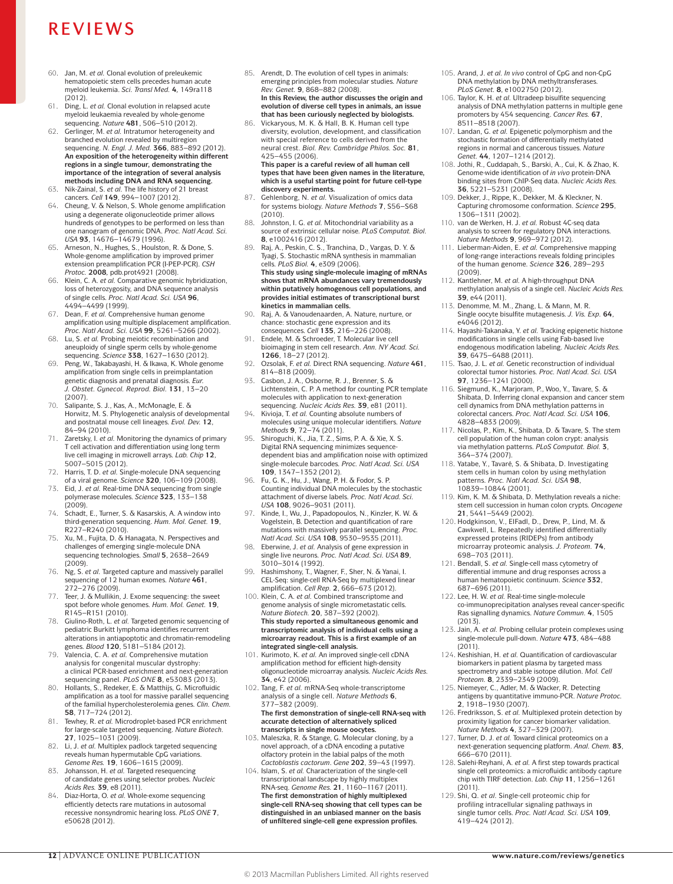60. Jan, M. *et al.* Clonal evolution of preleukemic hematopoietic stem cells precedes human acute myeloid leukemia. *Sci. Transl Med.* **4**, 149ra118 (2012).
61. Ding, L. *et al.* Clonal evolution in relapsed acute myeloid leukaemia revealed by whole-genome sequencing. *Nature* **481**, 506–510 (2012).
62. Gerlinger, M. *et al.* Intratumor heterogeneity and branched evolution revealed by multiregion sequencing. *N. Engl. J. Med.* **366**, 883–892 (2012). **An exposition of the heterogeneity within different regions in a single tumour, demonstrating the importance of the integration of several analysis methods including DNA and RNA sequencing.**
63. Nik-Zainal, S. *et al.* The life history of 21 breast cancers. *Cell* **149**, 994–1007 (2012).
64. Cheung, V. & Nelson, S. Whole genome amplification using a degenerate oligonucleotide primer allows hundreds of genotypes to be performed on less than one nanogram of genomic DNA. *Proc. Natl Acad. Sci. USA* **93**, 14676–14679 (1996).
65. Arneson, N., Hughes, S., Houlston, R. & Done, S. Whole-genome amplification by improved primer extension preamplification PCR (I-PEP-PCR). *CSH Protoc.* **2008**, pdb.prot4921 (2008).
66. Klein, C. A. *et al.* Comparative genomic hybridization, loss of heterozygosity, and DNA sequence analysis of single cells. *Proc. Natl Acad. Sci. USA* **96**, 4494–4499 (1999).
67. Dean, F. *et al.* Comprehensive human genome amplification using multiple displacement amplification. *Proc. Natl Acad. Sci. USA* **99**, 5261–5266 (2002).
68. Lu, S. *et al.* Probing meiotic recombination and aneuploidy of single sperm cells by whole-genome sequencing. *Science* **338**, 1627–1630 (2012).
69. Peng, W., Takabayashi, H. & Ikawa, K. Whole genome amplification from single cells in preimplantation genetic diagnosis and prenatal diagnosis. *Eur. J. Obstet. Gynecol. Reprod. Biol.* **131**, 13–20 (2007).
70. Salipante, S. J., Kas, A., McMonagle, E. & Horwitz, M. S. Phylogenetic analysis of developmental and postnatal mouse cell lineages. *Evol. Dev.* **12**, 84–94 (2010).
71. Zaretsky, I. *et al.* Monitoring the dynamics of primary T cell activation and differentiation using long term live cell imaging in microwell arrays. *Lab. Chip* **12**, 5007–5015 (2012).
72. Harris, T. D. *et al.* Single-molecule DNA sequencing of a viral genome. *Science* **320**, 106–109 (2008).
73. Eid, J. *et al.* Real-time DNA sequencing from single polymerase molecules. *Science* **323**, 133–138 (2009).
74. Schadt, E., Turner, S. & Kasarskis, A. A window into third-generation sequencing. *Hum. Mol. Genet.* **19**, R227–R240 (2010).
75. Xu, M., Fujita, D. & Hanagata, N. Perspectives and challenges of emerging single-molecule DNA sequencing technologies. *Small* **5**, 2638–2649 (2009).
76. Ng, S. *et al.* Targeted capture and massively parallel sequencing of 12 human exomes. *Nature* **461**, 272–276 (2009).
77. Teer, J. & Mullikin, J. Exome sequencing: the sweet spot before whole genomes. *Hum. Mol. Genet.* **19**, R145–R151 (2010).
78. Giulino-Roth, L. *et al.* Targeted genomic sequencing of pediatric Burkitt lymphoma identifies recurrent alterations in antiapoptotic and chromatin-remodeling genes. *Blood* **120**, 5181–5184 (2012).
79. Valencia, C. A. *et al.* Comprehensive mutation analysis for congenital muscular dystrophy: a clinical PCR-based enrichment and next-generation sequencing panel. *PLoS ONE* **8**, e53083 (2013).
80. Hollants, S., Redeker, E. & Matthijs, G. Microfluidic amplification as a tool for massive parallel sequencing of the familial hypercholesterolemia genes. *Clin. Chem.* **58**, 717–724 (2012).
81. Tewhey, R. *et al.* Microdroplet-based PCR enrichment for large-scale targeted sequencing. *Nature Biotech.* **27**, 1025–1031 (2009).
82. Li, J. *et al.* Multiplex padlock targeted sequencing reveals human hypermutable CpG variations. *Genome Res.* **19**, 1606–1615 (2009).
83. Johansson, H. *et al.* Targeted resequencing of candidate genes using selector probes. *Nucleic Acids Res.* **39**, e8 (2011).
84. Diaz-Horta, O. *et al.* Whole-exome sequencing efficiently detects rare mutations in autosomal recessive nonsyndromic hearing loss. *PLoS ONE* **7**, e50628 (2012).
85. Arendt, D. The evolution of cell types in animals: emerging principles from molecular studies. *Nature Rev. Genet.* **9**, 868–882 (2008). **In this Review, the author discusses the origin and evolution of diverse cell types in animals, an issue that has been curiously neglected by biologists.**
86. Vickaryous, M. K. & Hall, B. K. Human cell type diversity, evolution, development, and classification with special reference to cells derived from the neural crest. *Biol. Rev. Cambridge Philos. Soc.* **81**, 425–455 (2006). **This paper is a careful review of all human cell types that have been given names in the literature, which is a useful starting point for future cell-type discovery experiments.**
87. Gehlenborg, N. *et al.* Visualization of omics data for systems biology. *Nature Methods* **7**, S56–S68 (2010).
88. Johnston, I. G. *et al.* Mitochondrial variability as a source of extrinsic cellular noise. *PLoS Comput. Biol.* **8**, e1002416 (2012).
89. Raj, A., Peskin, C. S., Tranchina, D., Vargas, D. Y. & Tyagi, S. Stochastic mRNA synthesis in mammalian cells. *PLoS Biol.* **4**, e309 (2006). **This study using single-molecule imaging of mRNAs shows that mRNA abundances vary tremendously within putatively homogenous cell populations, and provides initial estimates of transcriptional burst kinetics in mammalian cells.**
90. Raj, A. & Vanoudenaarden, A. Nature, nurture, or chance: stochastic gene expression and its consequences. *Cell* **135**, 216–226 (2008).
91. Endele, M. & Schroeder, T. Molecular live cell bioimaging in stem cell research. *Ann. NY Acad. Sci.* **1266**, 18–27 (2012).
92. Ozsolak, F. *et al.* Direct RNA sequencing. *Nature* **461**, 814–818 (2009).
93. Casbon, J. A., Osborne, R. J., Brenner, S. & Lichtenstein, C. P. A method for counting PCR template molecules with application to next-generation sequencing. *Nucleic Acids Res.* **39**, e81 (2011).
94. Kivioja, T. *et al.* Counting absolute numbers of molecules using unique molecular identifiers. *Nature Methods* **9**, 72–74 (2011).
95. Shiroguchi, K., Jia, T. Z., Sims, P. A. & Xie, X. S. Digital RNA sequencing minimizes sequence-dependent bias and amplification noise with optimized single-molecule barcodes. *Proc. Natl Acad. Sci. USA* **109**, 1347–1352 (2012).
96. Fu, G. K., Hu, J., Wang, P. H. & Fodor, S. P. Counting individual DNA molecules by the stochastic attachment of diverse labels. *Proc. Natl Acad. Sci. USA* **108**, 9026–9031 (2011).
97. Kinde, I., Wu, J., Papadopoulos, N., Kinzler, K. W. & Vogelstein, B. Detection and quantification of rare mutations with massively parallel sequencing. *Proc. Natl Acad. Sci. USA* **108**, 9530–9535 (2011).
98. Eberwine, J. *et al.* Analysis of gene expression in single live neurons. *Proc. Natl Acad. Sci. USA* **89**, 3010–3014 (1992).
99. Hashimshony, T., Wagner, F., Sher, N. & Yanai, I. CEL-Seq: single-cell RNA-Seq by multiplexed linear amplification. *Cell Rep.* **2**, 666–673 (2012).
100. Klein, C. A. *et al.* Combined transcriptome and genome analysis of single micrometastatic cells. *Nature Biotech.* **20**, 387–392 (2002). **This study reported a simultaneous genomic and transcriptomic analysis of individual cells using a microarray readout. This is a first example of an integrated single-cell analysis.**
101. Kurimoto, K. *et al.* An improved single-cell cDNA amplification method for efficient high-density oligonucleotide microarray analysis. *Nucleic Acids Res.* **34**, e42 (2006).
102. Tang, F. *et al.* mRNA-Seq whole-transcriptome analysis of a single cell. *Nature Methods* **6**, 377–382 (2009). **The first demonstration of single-cell RNA-seq with accurate detection of alternatively spliced transcripts in single mouse oocytes.**
103. Maleszka, R. & Stange, G. Molecular cloning, by a novel approach, of a cDNA encoding a putative olfactory protein in the labial palps of the moth *Cactoblastis cactorum*. *Gene* **202**, 39–43 (1997).
104. Islam, S. *et al.* Characterization of the single-cell transcriptional landscape by highly multiplex RNA-seq. *Genome Res.* **21**, 1160–1167 (2011). **The first demonstration of highly multiplexed single-cell RNA-seq showing that cell types can be distinguished in an unbiased manner on the basis of unfiltered single-cell gene expression profiles.**
105. Arand, J. *et al.* *In vivo* control of CpG and non-CpG DNA methylation by DNA methyltransferases. *PLoS Genet.* **8**, e1002750 (2012).
106. Taylor, K. H. *et al.* Ultradeep bisulfite sequencing analysis of DNA methylation patterns in multiple gene promoters by 454 sequencing. *Cancer Res.* **67**, 8511–8518 (2007).
107. Landan, G. *et al.* Epigenetic polymorphism and the stochastic formation of differentially methylated regions in normal and cancerous tissues. *Nature Genet.* **44**, 1207–1214 (2012).
108. Jothi, R., Cuddapah, S., Barski, A., Cui, K. & Zhao, K. Genome-wide identification of *in vivo* protein-DNA binding sites from ChIP-Seq data. *Nucleic Acids Res.* **36**, 5221–5231 (2008).
109. Dekker, J., Rippe, K., Dekker, M. & Kleckner, N. Capturing chromosome conformation. *Science* **295**, 1306–1311 (2002).
110. van de Werken, H. J. *et al.* Robust 4C-seq data analysis to screen for regulatory DNA interactions. *Nature Methods* **9**, 969–972 (2012).
111. Lieberman-Aiden, E. *et al.* Comprehensive mapping of long-range interactions reveals folding principles of the human genome. *Science* **326**, 289–293 (2009).
112. Kantlehner, M. *et al.* A high-throughput DNA methylation analysis of a single cell. *Nucleic Acids Res.* **39**, e44 (2011).
113. Denomme, M. M., Zhang, L. & Mann, M. R. Single oocyte bisulfite mutagenesis. *J. Vis. Exp.* **64**, e4046 (2012).
114. Hayashi-Takanaka, Y. *et al.* Tracking epigenetic histone modifications in single cells using Fab-based live endogenous modification labeling. *Nucleic Acids Res.* **39**, 6475–6488 (2011).
115. Tsao, J. L. *et al.* Genetic reconstruction of individual colorectal tumor histories. *Proc. Natl Acad. Sci. USA* **97**, 1236–1241 (2000).
116. Siegmund, K., Marjoram, P., Woo, Y., Tavare, S. & Shibata, D. Inferring clonal expansion and cancer stem cell dynamics from DNA methylation patterns in colorectal cancers. *Proc. Natl Acad. Sci. USA* **106**, 4828–4833 (2009).
117. Nicolas, P., Kim, K., Shibata, D. & Tavare, S. The stem cell population of the human colon crypt: analysis via methylation patterns. *PLoS Comput. Biol.* **3**, 364–374 (2007).
118. Yatabe, Y., Tavaré, S. & Shibata, D. Investigating stem cells in human colon by using methylation patterns. *Proc. Natl Acad. Sci. USA* **98**, 10839–10844 (2001).
119. Kim, K. M. & Shibata, D. Methylation reveals a niche: stem cell succession in human colon crypts. *Oncogene* **21**, 5441–5449 (2002).
120. Hodgkinson, V., ElFadl, D., Drew, P., Lind, M. & Cawkwell, L. Repeatedly identified differentially expressed proteins (RIDEPs) from antibody microarray proteomic analysis. *J. Proteom.* **74**, 698–703 (2011).
121. Bendall, S. *et al.* Single-cell mass cytometry of differential immune and drug responses across a human hematopoietic continuum. *Science* **332**, 687–696 (2011).
122. Lee, H. W. *et al.* Real-time single-molecule co-immunoprecipitation analyses reveal cancer-specific Ras signalling dynamics. *Nature Commun.* **4**, 1505 (2013).
123. Jain, A. *et al.* Probing cellular protein complexes using single-molecule pull-down. *Nature* **473**, 484–488 (2011).
124. Keshishian, H. *et al.* Quantification of cardiovascular biomarkers in patient plasma by targeted mass spectrometry and stable isotope dilution. *Mol. Cell Proteom.* **8**, 2339–2349 (2009).
125. Niemeyer, C., Adler, M. & Wacker, R. Detecting antigens by quantitative immuno-PCR. *Nature Protoc.* **2**, 1918–1930 (2007).
126. Fredriksson, S. *et al.* Multiplexed protein detection by proximity ligation for cancer biomarker validation. *Nature Methods* **4**, 327–329 (2007).
127. Turner, D. J. *et al.* Toward clinical proteomics on a next-generation sequencing platform. *Anal. Chem.* **83**, 666–670 (2011).
128. Salehi-Reyhani, A. *et al.* A first step towards practical single cell proteomics: a microfluidic antibody capture chip with TIRF detection. *Lab. Chip* **11**, 1256–1261 (2011).
129. Shi, Q. *et al.* Single-cell proteomic chip for profiling intracellular signaling pathways in single tumor cells. *Proc. Natl Acad. Sci. USA* **109**, 419–424 (2012).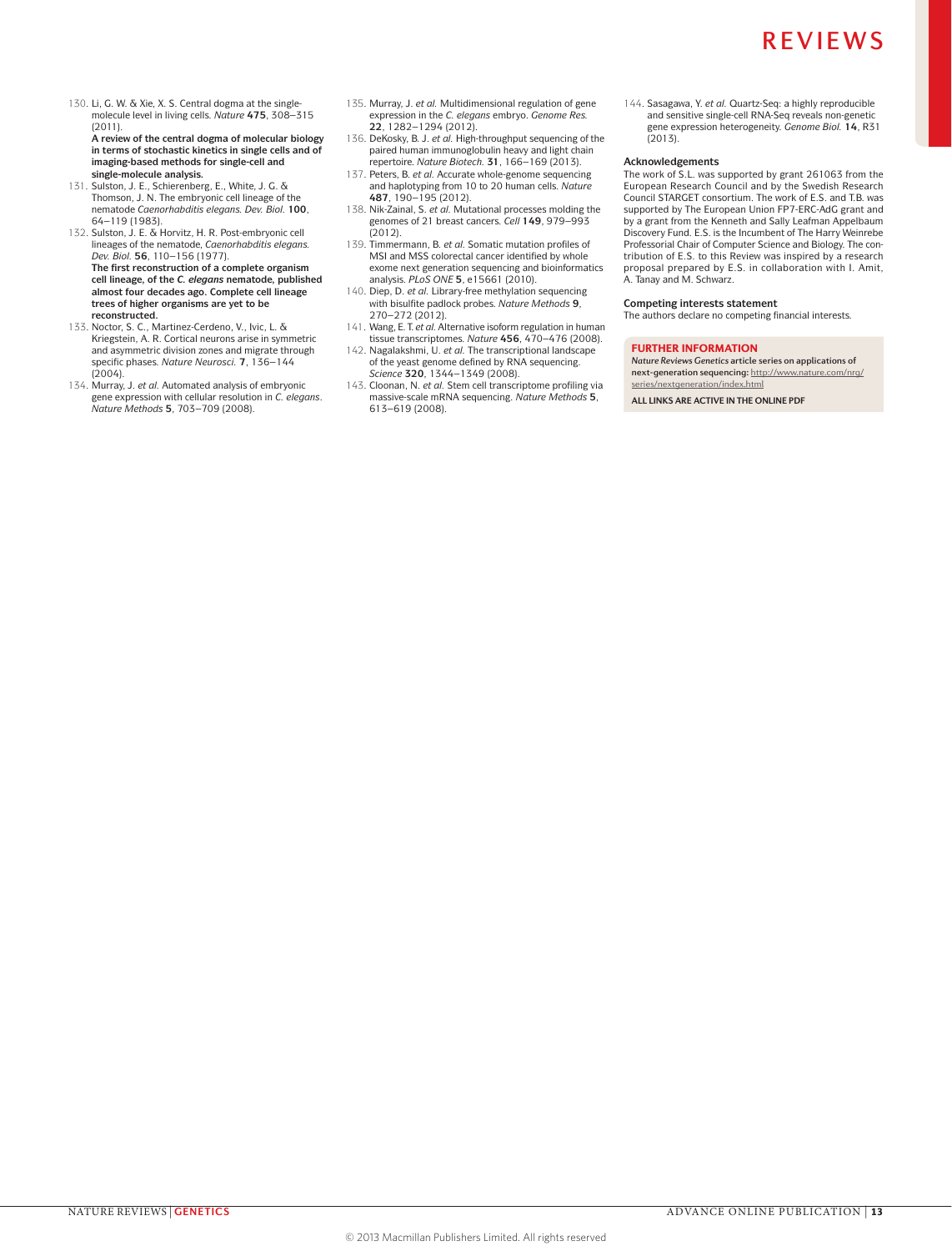130. Li, G. W. & Xie, X. S. Central dogma at the single-molecule level in living cells. *Nature* **475**, 308–315 (2011).
**A review of the central dogma of molecular biology in terms of stochastic kinetics in single cells and of imaging-based methods for single-cell and single-molecule analysis.**

131. Sulston, J. E., Schierenberg, E., White, J. G. & Thomson, J. N. The embryonic cell lineage of the nematode *Caenorhabditis elegans*. *Dev. Biol.* **100**, 64–119 (1983).

132. Sulston, J. E. & Horvitz, H. R. Post-embryonic cell lineages of the nematode, *Caenorhabditis elegans*. *Dev. Biol.* **56**, 110–156 (1977).
**The first reconstruction of a complete organism cell lineage, of the *C. elegans* nematode, published almost four decades ago. Complete cell lineage trees of higher organisms are yet to be reconstructed.**

133. Noctor, S. C., Martinez-Cerdeno, V., Ivic, L. & Kriegstein, A. R. Cortical neurons arise in symmetric and asymmetric division zones and migrate through specific phases. *Nature Neurosci.* **7**, 136–144 (2004).

134. Murray, J. *et al.* Automated analysis of embryonic gene expression with cellular resolution in *C. elegans*. *Nature Methods* **5**, 703–709 (2008).

135. Murray, J. *et al.* Multidimensional regulation of gene expression in the *C. elegans* embryo. *Genome Res.* **22**, 1282–1294 (2012).

136. DeKosky, B. J. *et al.* High-throughput sequencing of the paired human immunoglobulin heavy and light chain repertoire. *Nature Biotech.* **31**, 166–169 (2013).

137. Peters, B. *et al.* Accurate whole-genome sequencing and haplotyping from 10 to 20 human cells. *Nature* **487**, 190–195 (2012).

138. Nik-Zainal, S. *et al.* Mutational processes molding the genomes of 21 breast cancers. *Cell* **149**, 979–993 (2012).

139. Timmermann, B. *et al.* Somatic mutation profiles of MSI and MSS colorectal cancer identified by whole exome next generation sequencing and bioinformatics analysis. *PLoS ONE* **5**, e15661 (2010).

140. Diep, D. *et al.* Library-free methylation sequencing with bisulfite padlock probes. *Nature Methods* **9**, 270–272 (2012).

141. Wang, E. T. *et al.* Alternative isoform regulation in human tissue transcriptomes. *Nature* **456**, 470–476 (2008).

142. Nagalakshmi, U. *et al.* The transcriptional landscape of the yeast genome defined by RNA sequencing. *Science* **320**, 1344–1349 (2008).

143. Cloonan, N. *et al.* Stem cell transcriptome profiling via massive-scale mRNA sequencing. *Nature Methods* **5**, 613–619 (2008).

144. Sasagawa, Y. *et al.* Quartz-Seq: a highly reproducible and sensitive single-cell RNA-Seq reveals non-genetic gene expression heterogeneity. *Genome Biol.* **14**, R31 (2013).

### Acknowledgements

The work of S.L. was supported by grant 261063 from the European Research Council and by the Swedish Research Council STARGET consortium. The work of E.S. and T.B. was supported by The European Union FP7-ERC-AdG grant and by a grant from the Kenneth and Sally Leafman Appelbaum Discovery Fund. E.S. is the Incumbent of The Harry Weinrebe Professorial Chair of Computer Science and Biology. The contribution of E.S. to this Review was inspired by a research proposal prepared by E.S. in collaboration with I. Amit, A. Tanay and M. Schwarz.

### Competing interests statement

The authors declare no competing financial interests.

### FURTHER INFORMATION

***Nature Reviews Genetics*** **article series on applications of next-generation sequencing:** http://www.nature.com/nrg/series/nextgeneration/index.html

**ALL LINKS ARE ACTIVE IN THE ONLINE PDF**

© 2013 Macmillan Publishers Limited. All rights reserved